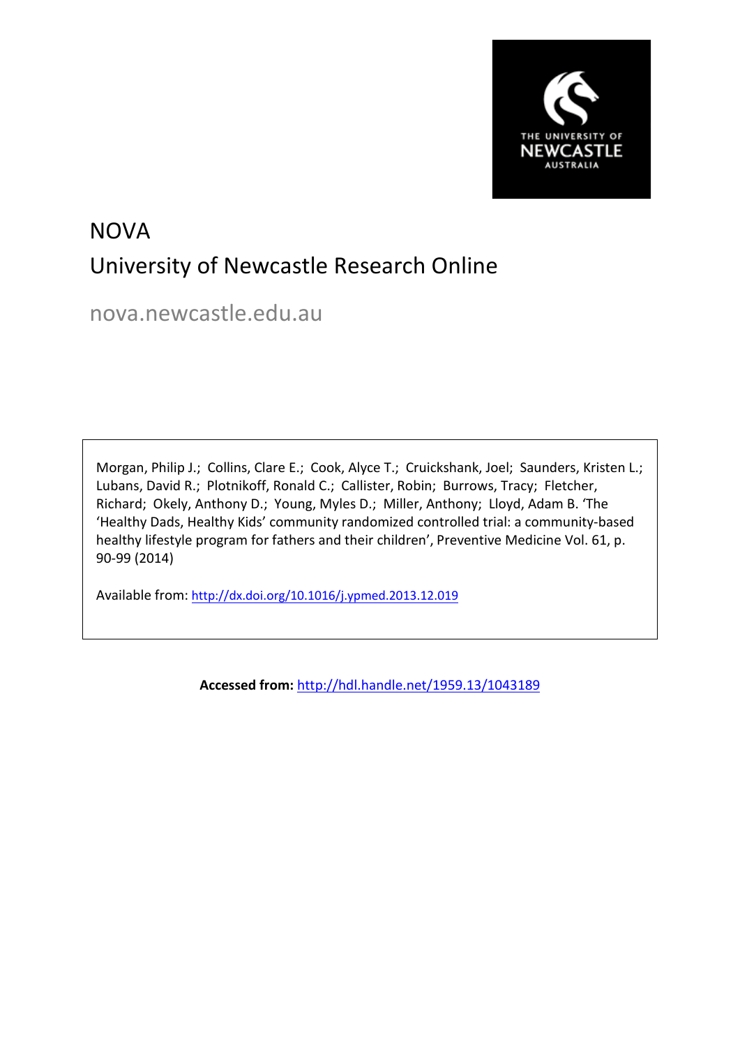# NOVA

## University of Newcastle Research Online

nova.newcastle.edu.au

Morgan, Philip J.; Collins, Clare E.; Cook, Alyce T.; Cruickshank, Joel; Saunders, Kristen L.; Lubans, David R.; Plotnikoff, Ronald C.; Callister, Robin; Burrows, Tracy; Fletcher, Richard; Okely, Anthony D.; Young, Myles D.; Miller, Anthony; Lloyd, Adam B. 'The 'Healthy Dads, Healthy Kids' community randomized controlled trial: a community-based healthy lifestyle program for fathers and their children', Preventive Medicine Vol. 61, p. 90-99 (2014)

Available from: http://dx.doi.org/10.1016/j.ypmed.2013.12.019

**Accessed from:** http://hdl.handle.net/1959.13/1043189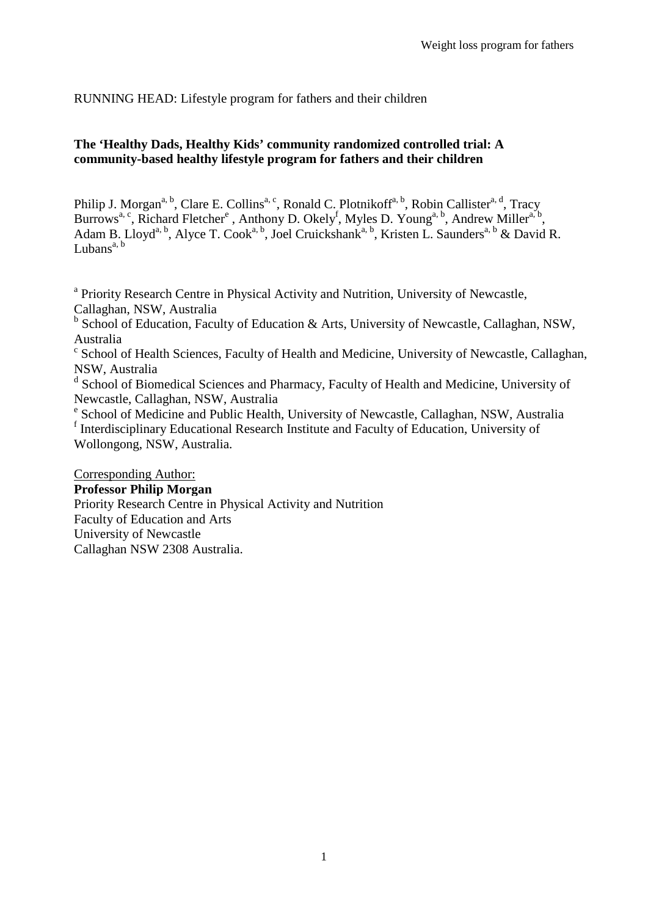RUNNING HEAD: Lifestyle program for fathers and their children

**The 'Healthy Dads, Healthy Kids' community randomized controlled trial: A community-based healthy lifestyle program for fathers and their children**

Philip J. Morgan[a, b], Clare E. Collins[a, c], Ronald C. Plotnikoff[a, b], Robin Callister[a, d], Tracy Burrows[a, c], Richard Fletcher[e], Anthony D. Okely[f], Myles D. Young[a, b], Andrew Miller[a, b], Adam B. Lloyd[a, b], Alyce T. Cook[a, b], Joel Cruickshank[a, b], Kristen L. Saunders[a, b] & David R. Lubans[a, b]

[a] Priority Research Centre in Physical Activity and Nutrition, University of Newcastle, Callaghan, NSW, Australia

[b] School of Education, Faculty of Education & Arts, University of Newcastle, Callaghan, NSW, Australia

[c] School of Health Sciences, Faculty of Health and Medicine, University of Newcastle, Callaghan, NSW, Australia

[d] School of Biomedical Sciences and Pharmacy, Faculty of Health and Medicine, University of Newcastle, Callaghan, NSW, Australia

[e] School of Medicine and Public Health, University of Newcastle, Callaghan, NSW, Australia

[f] Interdisciplinary Educational Research Institute and Faculty of Education, University of Wollongong, NSW, Australia.

Corresponding Author:

**Professor Philip Morgan**

Priority Research Centre in Physical Activity and Nutrition
Faculty of Education and Arts
University of Newcastle
Callaghan NSW 2308 Australia.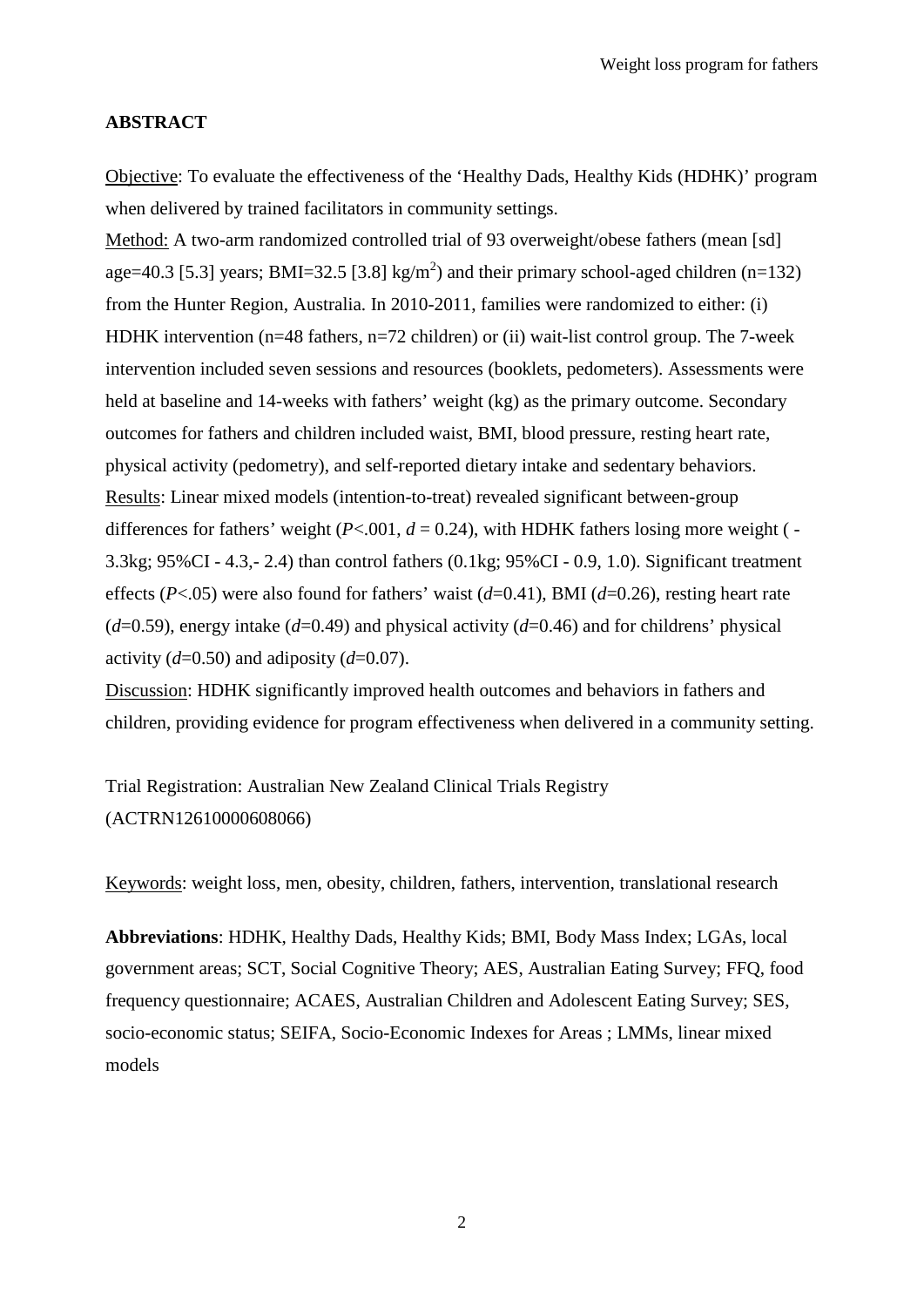## ABSTRACT

Objective: To evaluate the effectiveness of the 'Healthy Dads, Healthy Kids (HDHK)' program when delivered by trained facilitators in community settings.

Method: A two-arm randomized controlled trial of 93 overweight/obese fathers (mean [sd] age=40.3 [5.3] years; BMI=32.5 [3.8] kg/m$^2$) and their primary school-aged children (n=132) from the Hunter Region, Australia. In 2010-2011, families were randomized to either: (i) HDHK intervention (n=48 fathers, n=72 children) or (ii) wait-list control group. The 7-week intervention included seven sessions and resources (booklets, pedometers). Assessments were held at baseline and 14-weeks with fathers' weight (kg) as the primary outcome. Secondary outcomes for fathers and children included waist, BMI, blood pressure, resting heart rate, physical activity (pedometry), and self-reported dietary intake and sedentary behaviors.

Results: Linear mixed models (intention-to-treat) revealed significant between-group differences for fathers' weight ($P$<.001, $d$ = 0.24), with HDHK fathers losing more weight ( - 3.3kg; 95%CI - 4.3,- 2.4) than control fathers (0.1kg; 95%CI - 0.9, 1.0). Significant treatment effects ($P$<.05) were also found for fathers' waist ($d$=0.41), BMI ($d$=0.26), resting heart rate ($d$=0.59), energy intake ($d$=0.49) and physical activity ($d$=0.46) and for childrens' physical activity ($d$=0.50) and adiposity ($d$=0.07).

Discussion: HDHK significantly improved health outcomes and behaviors in fathers and children, providing evidence for program effectiveness when delivered in a community setting.

Trial Registration: Australian New Zealand Clinical Trials Registry (ACTRN12610000608066)

Keywords: weight loss, men, obesity, children, fathers, intervention, translational research

**Abbreviations**: HDHK, Healthy Dads, Healthy Kids; BMI, Body Mass Index; LGAs, local government areas; SCT, Social Cognitive Theory; AES, Australian Eating Survey; FFQ, food frequency questionnaire; ACAES, Australian Children and Adolescent Eating Survey; SES, socio-economic status; SEIFA, Socio-Economic Indexes for Areas ; LMMs, linear mixed models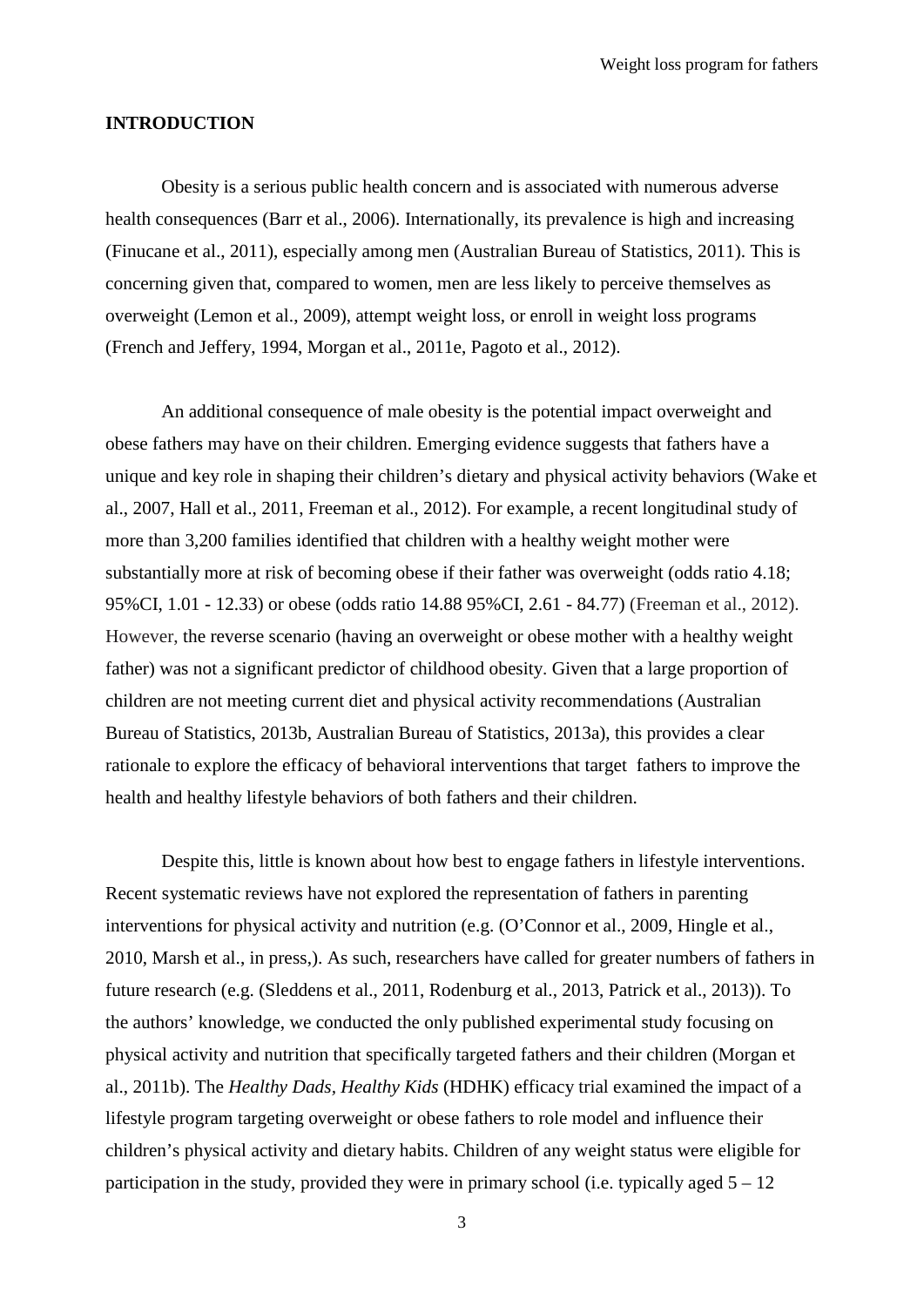## INTRODUCTION

Obesity is a serious public health concern and is associated with numerous adverse health consequences (Barr et al., 2006). Internationally, its prevalence is high and increasing (Finucane et al., 2011), especially among men (Australian Bureau of Statistics, 2011). This is concerning given that, compared to women, men are less likely to perceive themselves as overweight (Lemon et al., 2009), attempt weight loss, or enroll in weight loss programs (French and Jeffery, 1994, Morgan et al., 2011e, Pagoto et al., 2012).

An additional consequence of male obesity is the potential impact overweight and obese fathers may have on their children. Emerging evidence suggests that fathers have a unique and key role in shaping their children's dietary and physical activity behaviors (Wake et al., 2007, Hall et al., 2011, Freeman et al., 2012). For example, a recent longitudinal study of more than 3,200 families identified that children with a healthy weight mother were substantially more at risk of becoming obese if their father was overweight (odds ratio 4.18; 95%CI, 1.01 - 12.33) or obese (odds ratio 14.88 95%CI, 2.61 - 84.77) (Freeman et al., 2012). However, the reverse scenario (having an overweight or obese mother with a healthy weight father) was not a significant predictor of childhood obesity. Given that a large proportion of children are not meeting current diet and physical activity recommendations (Australian Bureau of Statistics, 2013b, Australian Bureau of Statistics, 2013a), this provides a clear rationale to explore the efficacy of behavioral interventions that target fathers to improve the health and healthy lifestyle behaviors of both fathers and their children.

Despite this, little is known about how best to engage fathers in lifestyle interventions. Recent systematic reviews have not explored the representation of fathers in parenting interventions for physical activity and nutrition (e.g. (O'Connor et al., 2009, Hingle et al., 2010, Marsh et al., in press,). As such, researchers have called for greater numbers of fathers in future research (e.g. (Sleddens et al., 2011, Rodenburg et al., 2013, Patrick et al., 2013)). To the authors' knowledge, we conducted the only published experimental study focusing on physical activity and nutrition that specifically targeted fathers and their children (Morgan et al., 2011b). The *Healthy Dads, Healthy Kids* (HDHK) efficacy trial examined the impact of a lifestyle program targeting overweight or obese fathers to role model and influence their children's physical activity and dietary habits. Children of any weight status were eligible for participation in the study, provided they were in primary school (i.e. typically aged 5 – 12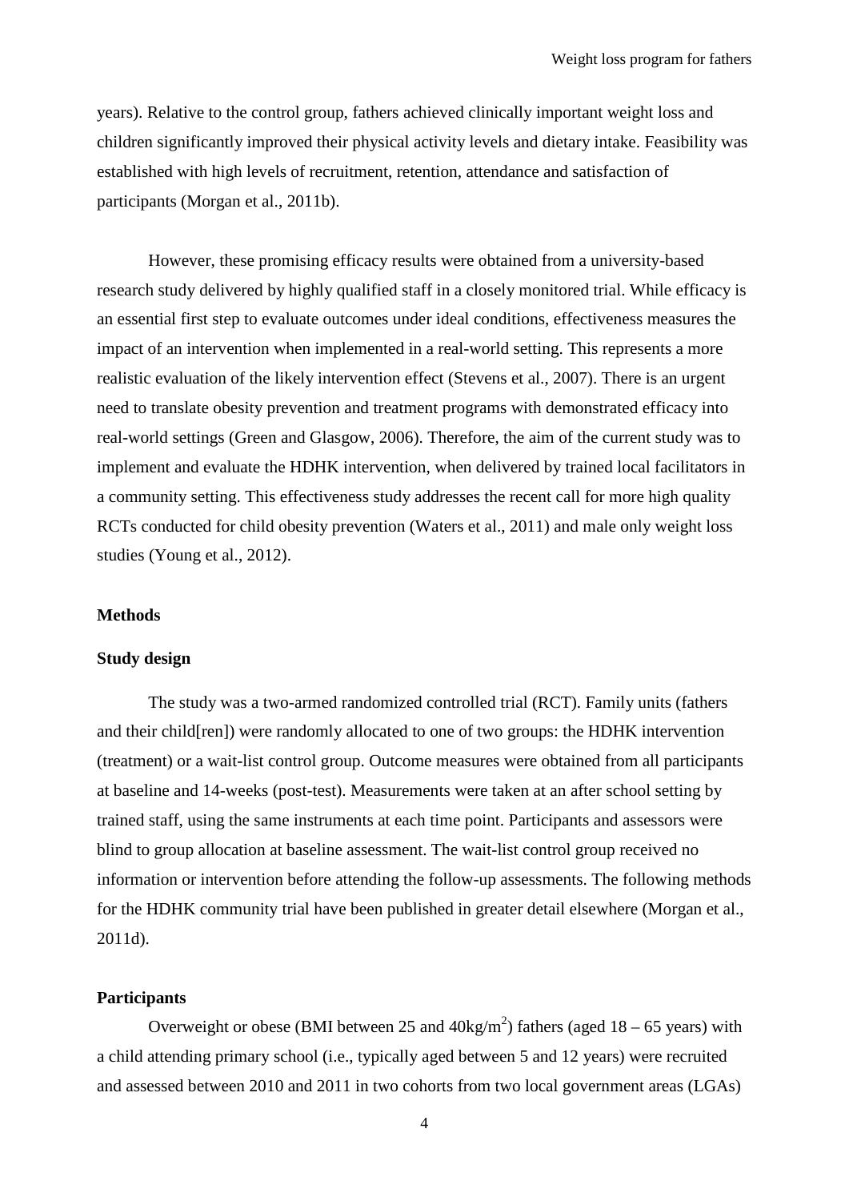years). Relative to the control group, fathers achieved clinically important weight loss and children significantly improved their physical activity levels and dietary intake. Feasibility was established with high levels of recruitment, retention, attendance and satisfaction of participants (Morgan et al., 2011b).

However, these promising efficacy results were obtained from a university-based research study delivered by highly qualified staff in a closely monitored trial. While efficacy is an essential first step to evaluate outcomes under ideal conditions, effectiveness measures the impact of an intervention when implemented in a real-world setting. This represents a more realistic evaluation of the likely intervention effect (Stevens et al., 2007). There is an urgent need to translate obesity prevention and treatment programs with demonstrated efficacy into real-world settings (Green and Glasgow, 2006). Therefore, the aim of the current study was to implement and evaluate the HDHK intervention, when delivered by trained local facilitators in a community setting. This effectiveness study addresses the recent call for more high quality RCTs conducted for child obesity prevention (Waters et al., 2011) and male only weight loss studies (Young et al., 2012).

## Methods

### Study design

The study was a two-armed randomized controlled trial (RCT). Family units (fathers and their child[ren]) were randomly allocated to one of two groups: the HDHK intervention (treatment) or a wait-list control group. Outcome measures were obtained from all participants at baseline and 14-weeks (post-test). Measurements were taken at an after school setting by trained staff, using the same instruments at each time point. Participants and assessors were blind to group allocation at baseline assessment. The wait-list control group received no information or intervention before attending the follow-up assessments. The following methods for the HDHK community trial have been published in greater detail elsewhere (Morgan et al., 2011d).

### Participants

Overweight or obese (BMI between 25 and $40\text{kg/m}^2$) fathers (aged 18 – 65 years) with a child attending primary school (i.e., typically aged between 5 and 12 years) were recruited and assessed between 2010 and 2011 in two cohorts from two local government areas (LGAs)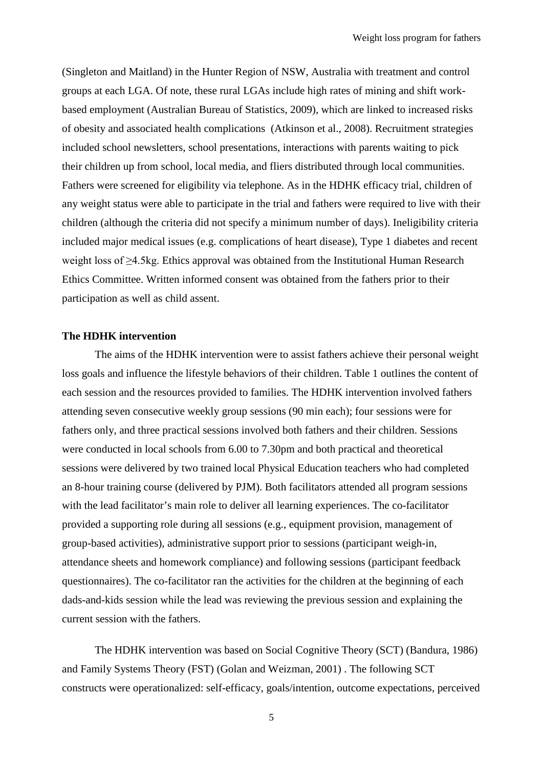(Singleton and Maitland) in the Hunter Region of NSW, Australia with treatment and control groups at each LGA. Of note, these rural LGAs include high rates of mining and shift work-based employment (Australian Bureau of Statistics, 2009), which are linked to increased risks of obesity and associated health complications (Atkinson et al., 2008). Recruitment strategies included school newsletters, school presentations, interactions with parents waiting to pick their children up from school, local media, and fliers distributed through local communities. Fathers were screened for eligibility via telephone. As in the HDHK efficacy trial, children of any weight status were able to participate in the trial and fathers were required to live with their children (although the criteria did not specify a minimum number of days). Ineligibility criteria included major medical issues (e.g. complications of heart disease), Type 1 diabetes and recent weight loss of ≥4.5kg. Ethics approval was obtained from the Institutional Human Research Ethics Committee. Written informed consent was obtained from the fathers prior to their participation as well as child assent.

**The HDHK intervention**

The aims of the HDHK intervention were to assist fathers achieve their personal weight loss goals and influence the lifestyle behaviors of their children. Table 1 outlines the content of each session and the resources provided to families. The HDHK intervention involved fathers attending seven consecutive weekly group sessions (90 min each); four sessions were for fathers only, and three practical sessions involved both fathers and their children. Sessions were conducted in local schools from 6.00 to 7.30pm and both practical and theoretical sessions were delivered by two trained local Physical Education teachers who had completed an 8-hour training course (delivered by PJM). Both facilitators attended all program sessions with the lead facilitator's main role to deliver all learning experiences. The co-facilitator provided a supporting role during all sessions (e.g., equipment provision, management of group-based activities), administrative support prior to sessions (participant weigh-in, attendance sheets and homework compliance) and following sessions (participant feedback questionnaires). The co-facilitator ran the activities for the children at the beginning of each dads-and-kids session while the lead was reviewing the previous session and explaining the current session with the fathers.

The HDHK intervention was based on Social Cognitive Theory (SCT) (Bandura, 1986) and Family Systems Theory (FST) (Golan and Weizman, 2001) . The following SCT constructs were operationalized: self-efficacy, goals/intention, outcome expectations, perceived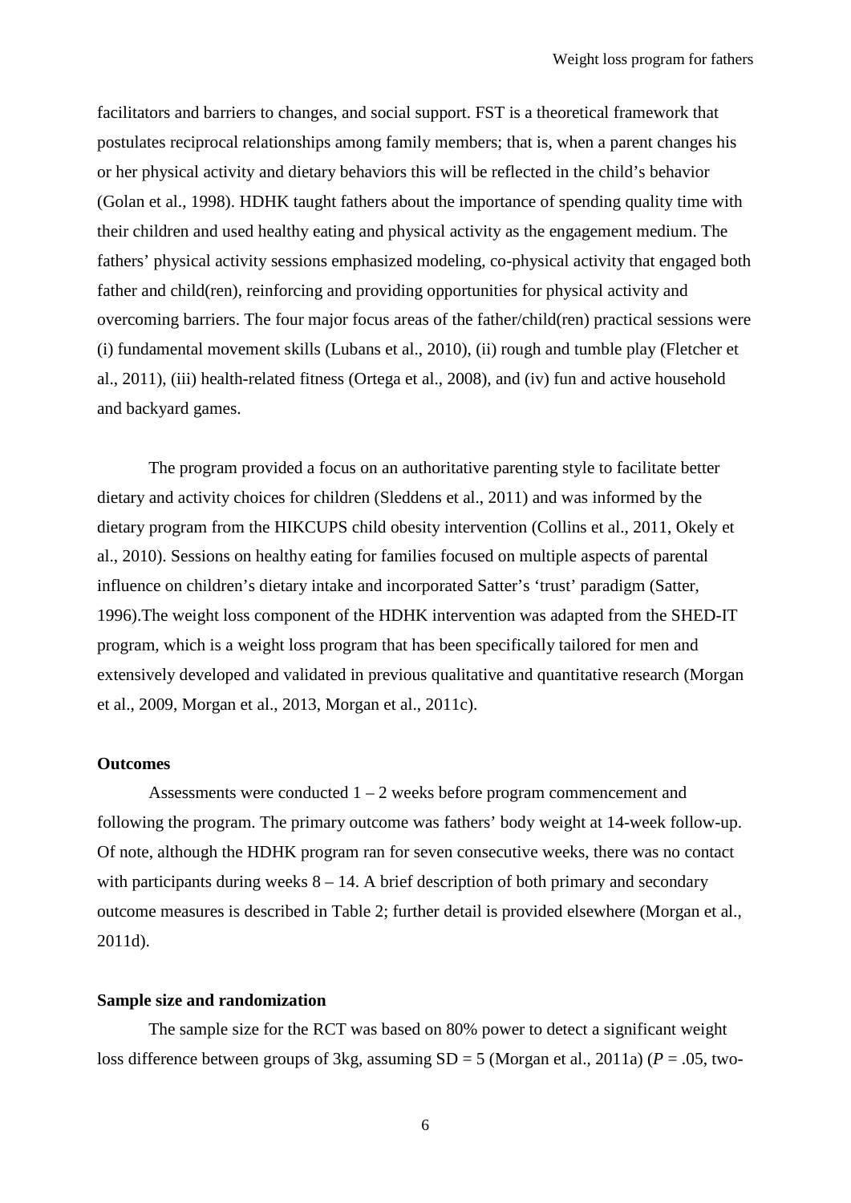facilitators and barriers to changes, and social support. FST is a theoretical framework that postulates reciprocal relationships among family members; that is, when a parent changes his or her physical activity and dietary behaviors this will be reflected in the child's behavior (Golan et al., 1998). HDHK taught fathers about the importance of spending quality time with their children and used healthy eating and physical activity as the engagement medium. The fathers' physical activity sessions emphasized modeling, co-physical activity that engaged both father and child(ren), reinforcing and providing opportunities for physical activity and overcoming barriers. The four major focus areas of the father/child(ren) practical sessions were (i) fundamental movement skills (Lubans et al., 2010), (ii) rough and tumble play (Fletcher et al., 2011), (iii) health-related fitness (Ortega et al., 2008), and (iv) fun and active household and backyard games.

The program provided a focus on an authoritative parenting style to facilitate better dietary and activity choices for children (Sleddens et al., 2011) and was informed by the dietary program from the HIKCUPS child obesity intervention (Collins et al., 2011, Okely et al., 2010). Sessions on healthy eating for families focused on multiple aspects of parental influence on children's dietary intake and incorporated Satter's 'trust' paradigm (Satter, 1996).The weight loss component of the HDHK intervention was adapted from the SHED-IT program, which is a weight loss program that has been specifically tailored for men and extensively developed and validated in previous qualitative and quantitative research (Morgan et al., 2009, Morgan et al., 2013, Morgan et al., 2011c).

**Outcomes**

Assessments were conducted 1 – 2 weeks before program commencement and following the program. The primary outcome was fathers' body weight at 14-week follow-up. Of note, although the HDHK program ran for seven consecutive weeks, there was no contact with participants during weeks 8 – 14. A brief description of both primary and secondary outcome measures is described in Table 2; further detail is provided elsewhere (Morgan et al., 2011d).

**Sample size and randomization**

The sample size for the RCT was based on 80% power to detect a significant weight loss difference between groups of 3kg, assuming SD = 5 (Morgan et al., 2011a) ($P$ = .05, two-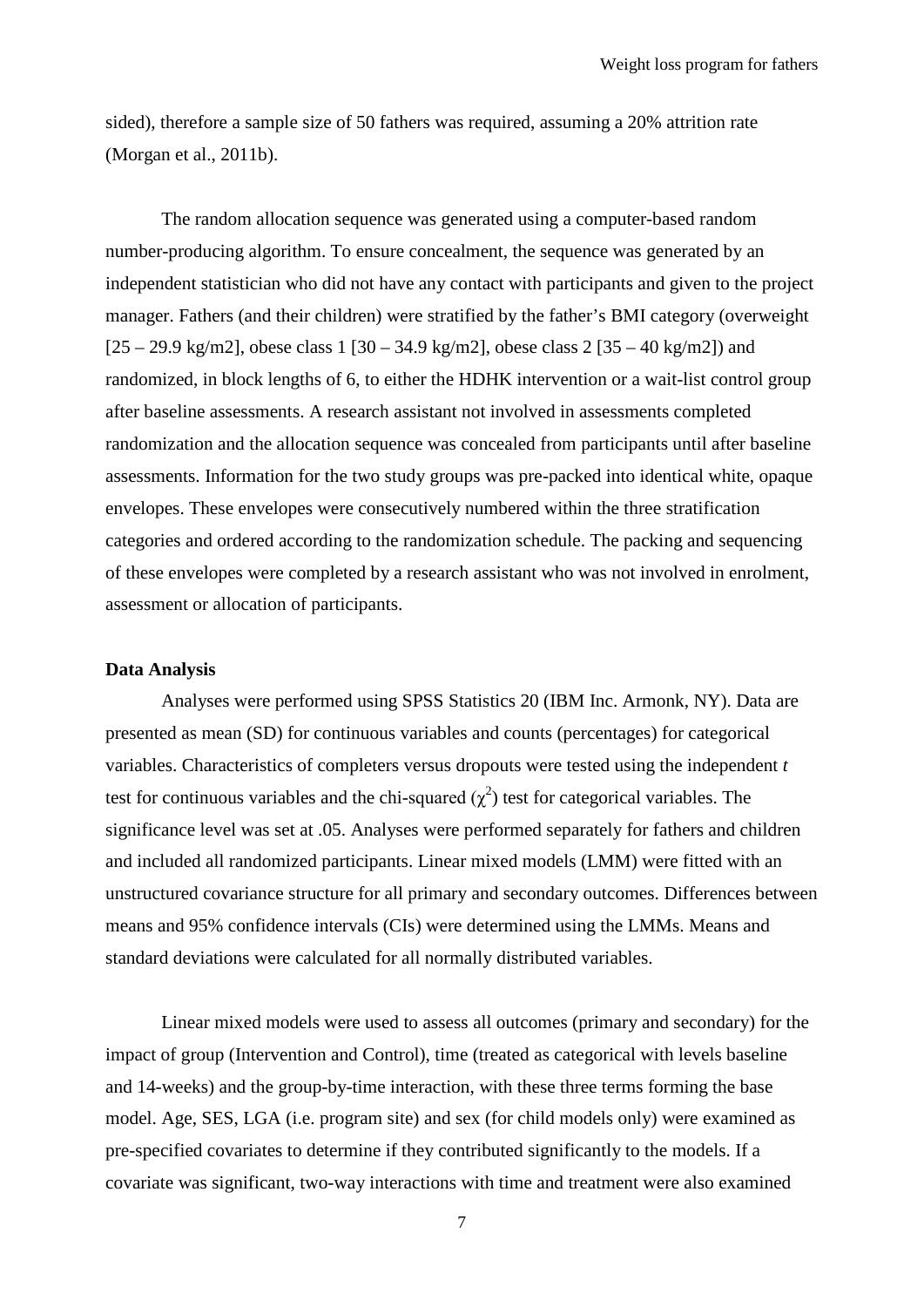sided), therefore a sample size of 50 fathers was required, assuming a 20% attrition rate (Morgan et al., 2011b).

The random allocation sequence was generated using a computer-based random number-producing algorithm. To ensure concealment, the sequence was generated by an independent statistician who did not have any contact with participants and given to the project manager. Fathers (and their children) were stratified by the father's BMI category (overweight [25 – 29.9 kg/m2], obese class 1 [30 – 34.9 kg/m2], obese class 2 [35 – 40 kg/m2]) and randomized, in block lengths of 6, to either the HDHK intervention or a wait-list control group after baseline assessments. A research assistant not involved in assessments completed randomization and the allocation sequence was concealed from participants until after baseline assessments. Information for the two study groups was pre-packed into identical white, opaque envelopes. These envelopes were consecutively numbered within the three stratification categories and ordered according to the randomization schedule. The packing and sequencing of these envelopes were completed by a research assistant who was not involved in enrolment, assessment or allocation of participants.

**Data Analysis**

Analyses were performed using SPSS Statistics 20 (IBM Inc. Armonk, NY). Data are presented as mean (SD) for continuous variables and counts (percentages) for categorical variables. Characteristics of completers versus dropouts were tested using the independent *t* test for continuous variables and the chi-squared ($\chi^2$) test for categorical variables. The significance level was set at .05. Analyses were performed separately for fathers and children and included all randomized participants. Linear mixed models (LMM) were fitted with an unstructured covariance structure for all primary and secondary outcomes. Differences between means and 95% confidence intervals (CIs) were determined using the LMMs. Means and standard deviations were calculated for all normally distributed variables.

Linear mixed models were used to assess all outcomes (primary and secondary) for the impact of group (Intervention and Control), time (treated as categorical with levels baseline and 14-weeks) and the group-by-time interaction, with these three terms forming the base model. Age, SES, LGA (i.e. program site) and sex (for child models only) were examined as pre-specified covariates to determine if they contributed significantly to the models. If a covariate was significant, two-way interactions with time and treatment were also examined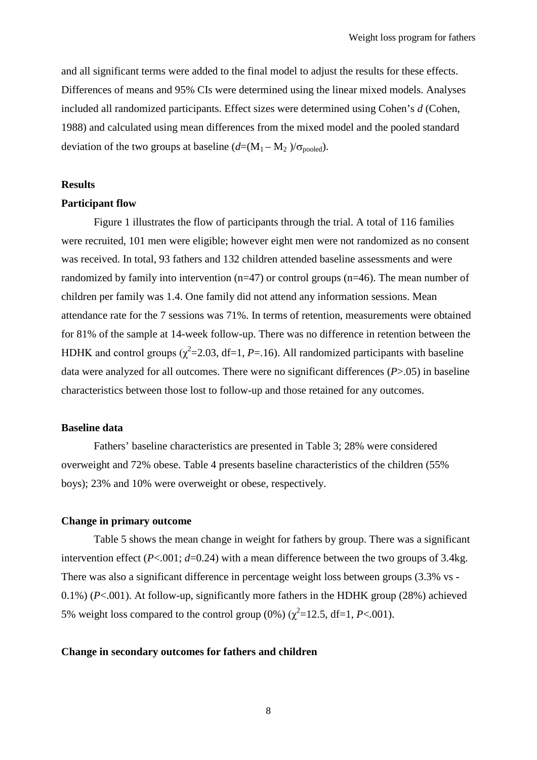and all significant terms were added to the final model to adjust the results for these effects. Differences of means and 95% CIs were determined using the linear mixed models. Analyses included all randomized participants. Effect sizes were determined using Cohen's *d* (Cohen, 1988) and calculated using mean differences from the mixed model and the pooled standard deviation of the two groups at baseline ($d=(M_1 - M_2)/\sigma_{pooled}$).

## Results

### Participant flow

Figure 1 illustrates the flow of participants through the trial. A total of 116 families were recruited, 101 men were eligible; however eight men were not randomized as no consent was received. In total, 93 fathers and 132 children attended baseline assessments and were randomized by family into intervention (n=47) or control groups (n=46). The mean number of children per family was 1.4. One family did not attend any information sessions. Mean attendance rate for the 7 sessions was 71%. In terms of retention, measurements were obtained for 81% of the sample at 14-week follow-up. There was no difference in retention between the HDHK and control groups ($\chi^2$=2.03, df=1, $P$=.16). All randomized participants with baseline data were analyzed for all outcomes. There were no significant differences ($P$>.05) in baseline characteristics between those lost to follow-up and those retained for any outcomes.

### Baseline data

Fathers' baseline characteristics are presented in Table 3; 28% were considered overweight and 72% obese. Table 4 presents baseline characteristics of the children (55% boys); 23% and 10% were overweight or obese, respectively.

### Change in primary outcome

Table 5 shows the mean change in weight for fathers by group. There was a significant intervention effect ($P$<.001; $d$=0.24) with a mean difference between the two groups of 3.4kg. There was also a significant difference in percentage weight loss between groups (3.3% vs -0.1%) ($P$<.001). At follow-up, significantly more fathers in the HDHK group (28%) achieved 5% weight loss compared to the control group (0%) ($\chi^2$=12.5, df=1, $P$<.001).

### Change in secondary outcomes for fathers and children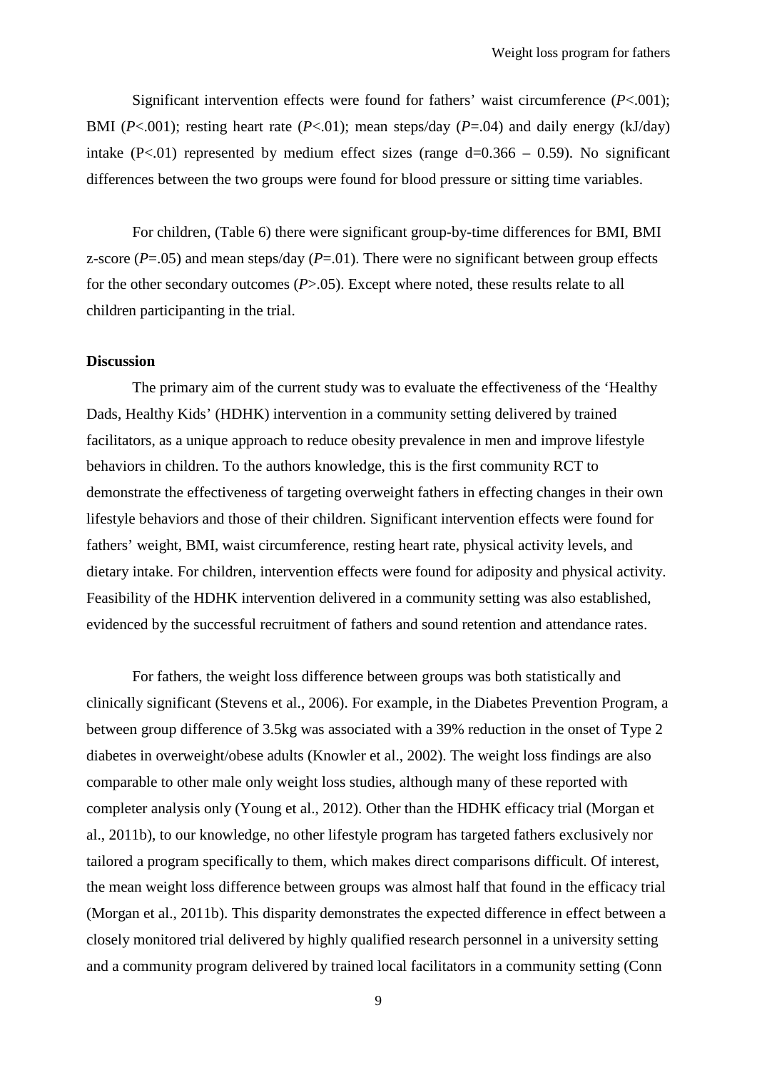Significant intervention effects were found for fathers' waist circumference (*P*<.001); BMI (*P*<.001); resting heart rate (*P*<.01); mean steps/day (*P*=.04) and daily energy (kJ/day) intake (P<.01) represented by medium effect sizes (range d=0.366 – 0.59). No significant differences between the two groups were found for blood pressure or sitting time variables.

For children, (Table 6) there were significant group-by-time differences for BMI, BMI z-score (*P*=.05) and mean steps/day (*P*=.01). There were no significant between group effects for the other secondary outcomes (*P*>.05). Except where noted, these results relate to all children participanting in the trial.

**Discussion**

The primary aim of the current study was to evaluate the effectiveness of the 'Healthy Dads, Healthy Kids' (HDHK) intervention in a community setting delivered by trained facilitators, as a unique approach to reduce obesity prevalence in men and improve lifestyle behaviors in children. To the authors knowledge, this is the first community RCT to demonstrate the effectiveness of targeting overweight fathers in effecting changes in their own lifestyle behaviors and those of their children. Significant intervention effects were found for fathers' weight, BMI, waist circumference, resting heart rate, physical activity levels, and dietary intake. For children, intervention effects were found for adiposity and physical activity. Feasibility of the HDHK intervention delivered in a community setting was also established, evidenced by the successful recruitment of fathers and sound retention and attendance rates.

For fathers, the weight loss difference between groups was both statistically and clinically significant (Stevens et al., 2006). For example, in the Diabetes Prevention Program, a between group difference of 3.5kg was associated with a 39% reduction in the onset of Type 2 diabetes in overweight/obese adults (Knowler et al., 2002). The weight loss findings are also comparable to other male only weight loss studies, although many of these reported with completer analysis only (Young et al., 2012). Other than the HDHK efficacy trial (Morgan et al., 2011b), to our knowledge, no other lifestyle program has targeted fathers exclusively nor tailored a program specifically to them, which makes direct comparisons difficult. Of interest, the mean weight loss difference between groups was almost half that found in the efficacy trial (Morgan et al., 2011b). This disparity demonstrates the expected difference in effect between a closely monitored trial delivered by highly qualified research personnel in a university setting and a community program delivered by trained local facilitators in a community setting (Conn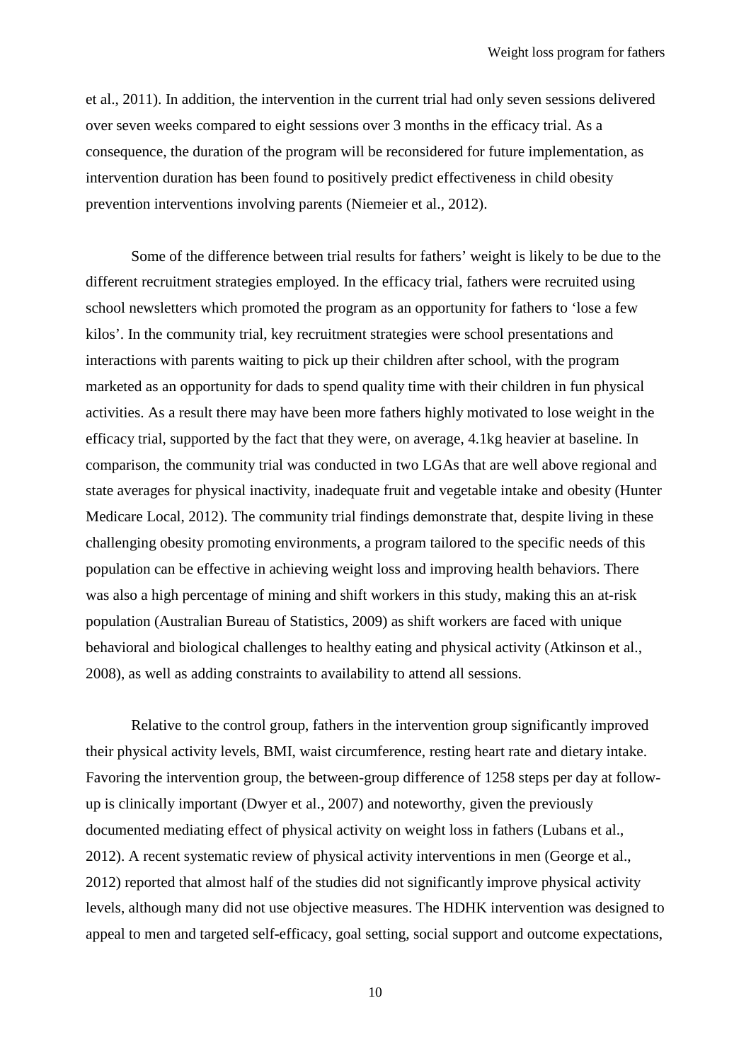et al., 2011). In addition, the intervention in the current trial had only seven sessions delivered over seven weeks compared to eight sessions over 3 months in the efficacy trial. As a consequence, the duration of the program will be reconsidered for future implementation, as intervention duration has been found to positively predict effectiveness in child obesity prevention interventions involving parents (Niemeier et al., 2012).

Some of the difference between trial results for fathers' weight is likely to be due to the different recruitment strategies employed. In the efficacy trial, fathers were recruited using school newsletters which promoted the program as an opportunity for fathers to 'lose a few kilos'. In the community trial, key recruitment strategies were school presentations and interactions with parents waiting to pick up their children after school, with the program marketed as an opportunity for dads to spend quality time with their children in fun physical activities. As a result there may have been more fathers highly motivated to lose weight in the efficacy trial, supported by the fact that they were, on average, 4.1kg heavier at baseline. In comparison, the community trial was conducted in two LGAs that are well above regional and state averages for physical inactivity, inadequate fruit and vegetable intake and obesity (Hunter Medicare Local, 2012). The community trial findings demonstrate that, despite living in these challenging obesity promoting environments, a program tailored to the specific needs of this population can be effective in achieving weight loss and improving health behaviors. There was also a high percentage of mining and shift workers in this study, making this an at-risk population (Australian Bureau of Statistics, 2009) as shift workers are faced with unique behavioral and biological challenges to healthy eating and physical activity (Atkinson et al., 2008), as well as adding constraints to availability to attend all sessions.

Relative to the control group, fathers in the intervention group significantly improved their physical activity levels, BMI, waist circumference, resting heart rate and dietary intake. Favoring the intervention group, the between-group difference of 1258 steps per day at follow-up is clinically important (Dwyer et al., 2007) and noteworthy, given the previously documented mediating effect of physical activity on weight loss in fathers (Lubans et al., 2012). A recent systematic review of physical activity interventions in men (George et al., 2012) reported that almost half of the studies did not significantly improve physical activity levels, although many did not use objective measures. The HDHK intervention was designed to appeal to men and targeted self-efficacy, goal setting, social support and outcome expectations,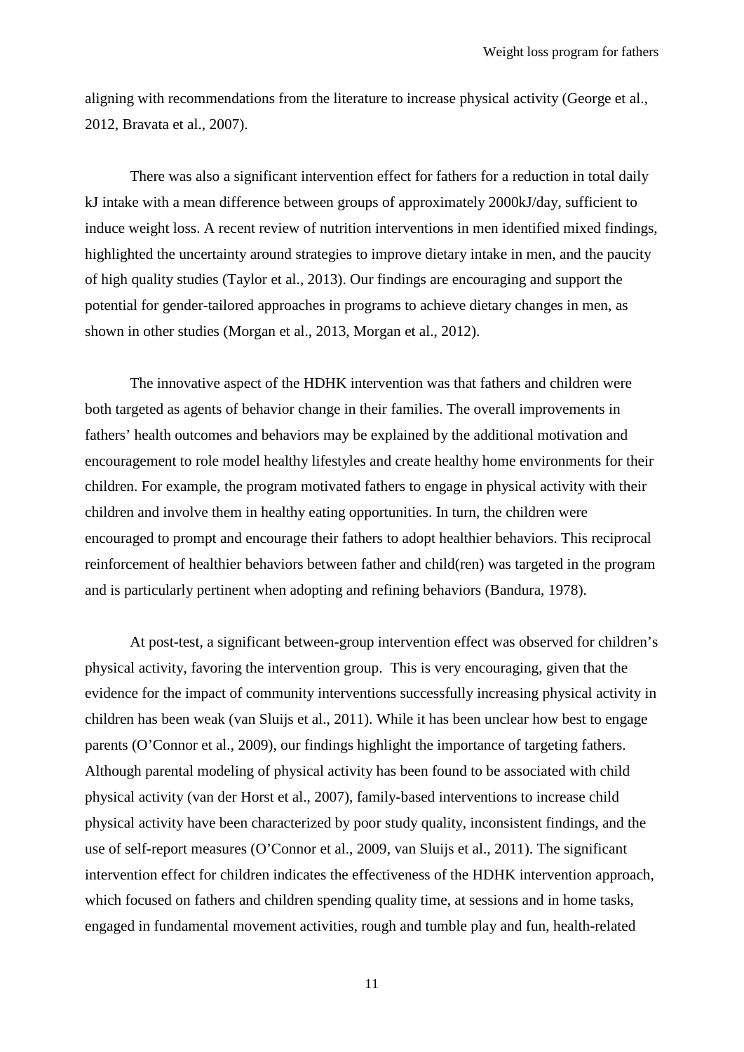aligning with recommendations from the literature to increase physical activity (George et al., 2012, Bravata et al., 2007).

There was also a significant intervention effect for fathers for a reduction in total daily kJ intake with a mean difference between groups of approximately 2000kJ/day, sufficient to induce weight loss. A recent review of nutrition interventions in men identified mixed findings, highlighted the uncertainty around strategies to improve dietary intake in men, and the paucity of high quality studies (Taylor et al., 2013). Our findings are encouraging and support the potential for gender-tailored approaches in programs to achieve dietary changes in men, as shown in other studies (Morgan et al., 2013, Morgan et al., 2012).

The innovative aspect of the HDHK intervention was that fathers and children were both targeted as agents of behavior change in their families. The overall improvements in fathers' health outcomes and behaviors may be explained by the additional motivation and encouragement to role model healthy lifestyles and create healthy home environments for their children. For example, the program motivated fathers to engage in physical activity with their children and involve them in healthy eating opportunities. In turn, the children were encouraged to prompt and encourage their fathers to adopt healthier behaviors. This reciprocal reinforcement of healthier behaviors between father and child(ren) was targeted in the program and is particularly pertinent when adopting and refining behaviors (Bandura, 1978).

At post-test, a significant between-group intervention effect was observed for children's physical activity, favoring the intervention group. This is very encouraging, given that the evidence for the impact of community interventions successfully increasing physical activity in children has been weak (van Sluijs et al., 2011). While it has been unclear how best to engage parents (O'Connor et al., 2009), our findings highlight the importance of targeting fathers. Although parental modeling of physical activity has been found to be associated with child physical activity (van der Horst et al., 2007), family-based interventions to increase child physical activity have been characterized by poor study quality, inconsistent findings, and the use of self-report measures (O'Connor et al., 2009, van Sluijs et al., 2011). The significant intervention effect for children indicates the effectiveness of the HDHK intervention approach, which focused on fathers and children spending quality time, at sessions and in home tasks, engaged in fundamental movement activities, rough and tumble play and fun, health-related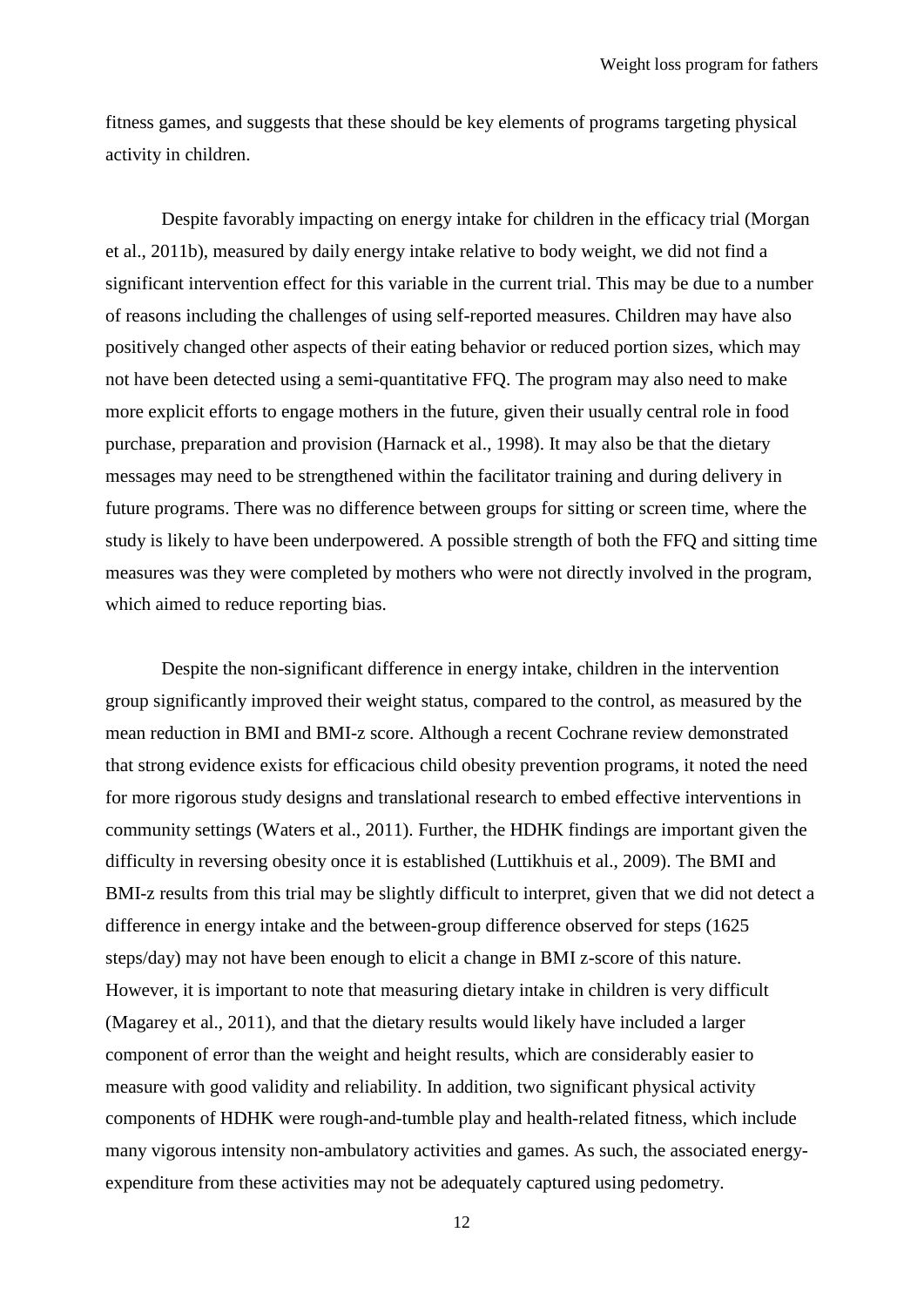fitness games, and suggests that these should be key elements of programs targeting physical activity in children.

Despite favorably impacting on energy intake for children in the efficacy trial (Morgan et al., 2011b), measured by daily energy intake relative to body weight, we did not find a significant intervention effect for this variable in the current trial. This may be due to a number of reasons including the challenges of using self-reported measures. Children may have also positively changed other aspects of their eating behavior or reduced portion sizes, which may not have been detected using a semi-quantitative FFQ. The program may also need to make more explicit efforts to engage mothers in the future, given their usually central role in food purchase, preparation and provision (Harnack et al., 1998). It may also be that the dietary messages may need to be strengthened within the facilitator training and during delivery in future programs. There was no difference between groups for sitting or screen time, where the study is likely to have been underpowered. A possible strength of both the FFQ and sitting time measures was they were completed by mothers who were not directly involved in the program, which aimed to reduce reporting bias.

Despite the non-significant difference in energy intake, children in the intervention group significantly improved their weight status, compared to the control, as measured by the mean reduction in BMI and BMI-z score. Although a recent Cochrane review demonstrated that strong evidence exists for efficacious child obesity prevention programs, it noted the need for more rigorous study designs and translational research to embed effective interventions in community settings (Waters et al., 2011). Further, the HDHK findings are important given the difficulty in reversing obesity once it is established (Luttikhuis et al., 2009). The BMI and BMI-z results from this trial may be slightly difficult to interpret, given that we did not detect a difference in energy intake and the between-group difference observed for steps (1625 steps/day) may not have been enough to elicit a change in BMI z-score of this nature. However, it is important to note that measuring dietary intake in children is very difficult (Magarey et al., 2011), and that the dietary results would likely have included a larger component of error than the weight and height results, which are considerably easier to measure with good validity and reliability. In addition, two significant physical activity components of HDHK were rough-and-tumble play and health-related fitness, which include many vigorous intensity non-ambulatory activities and games. As such, the associated energy-expenditure from these activities may not be adequately captured using pedometry.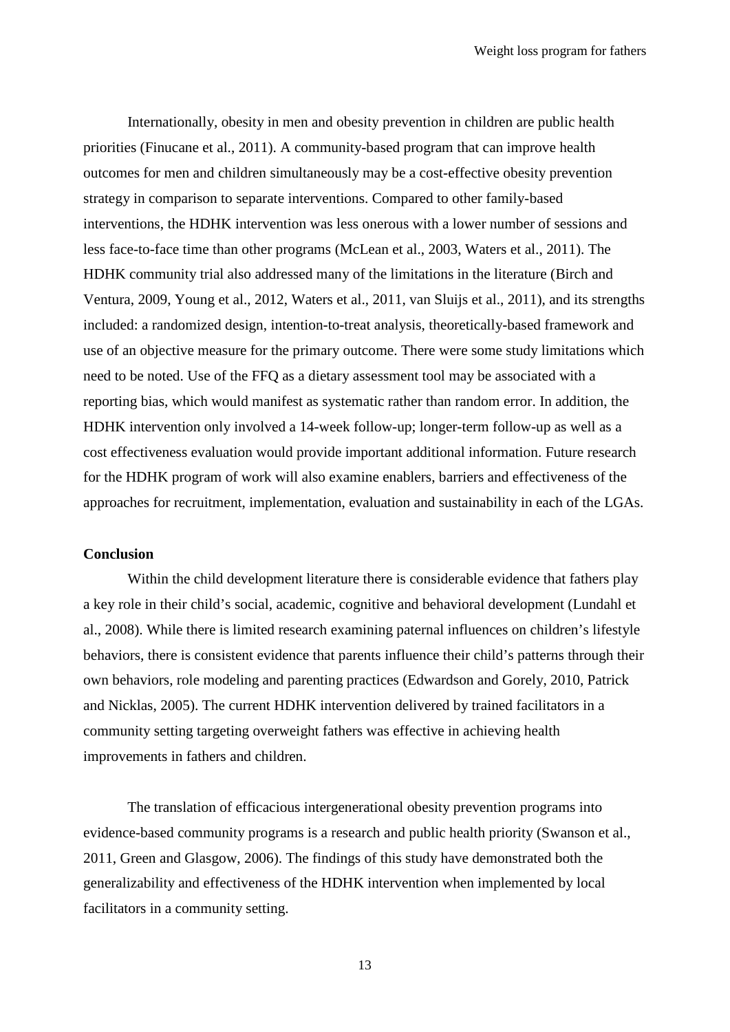Internationally, obesity in men and obesity prevention in children are public health priorities (Finucane et al., 2011). A community-based program that can improve health outcomes for men and children simultaneously may be a cost-effective obesity prevention strategy in comparison to separate interventions. Compared to other family-based interventions, the HDHK intervention was less onerous with a lower number of sessions and less face-to-face time than other programs (McLean et al., 2003, Waters et al., 2011). The HDHK community trial also addressed many of the limitations in the literature (Birch and Ventura, 2009, Young et al., 2012, Waters et al., 2011, van Sluijs et al., 2011), and its strengths included: a randomized design, intention-to-treat analysis, theoretically-based framework and use of an objective measure for the primary outcome. There were some study limitations which need to be noted. Use of the FFQ as a dietary assessment tool may be associated with a reporting bias, which would manifest as systematic rather than random error. In addition, the HDHK intervention only involved a 14-week follow-up; longer-term follow-up as well as a cost effectiveness evaluation would provide important additional information. Future research for the HDHK program of work will also examine enablers, barriers and effectiveness of the approaches for recruitment, implementation, evaluation and sustainability in each of the LGAs.

## Conclusion

Within the child development literature there is considerable evidence that fathers play a key role in their child's social, academic, cognitive and behavioral development (Lundahl et al., 2008). While there is limited research examining paternal influences on children's lifestyle behaviors, there is consistent evidence that parents influence their child's patterns through their own behaviors, role modeling and parenting practices (Edwardson and Gorely, 2010, Patrick and Nicklas, 2005). The current HDHK intervention delivered by trained facilitators in a community setting targeting overweight fathers was effective in achieving health improvements in fathers and children.

The translation of efficacious intergenerational obesity prevention programs into evidence-based community programs is a research and public health priority (Swanson et al., 2011, Green and Glasgow, 2006). The findings of this study have demonstrated both the generalizability and effectiveness of the HDHK intervention when implemented by local facilitators in a community setting.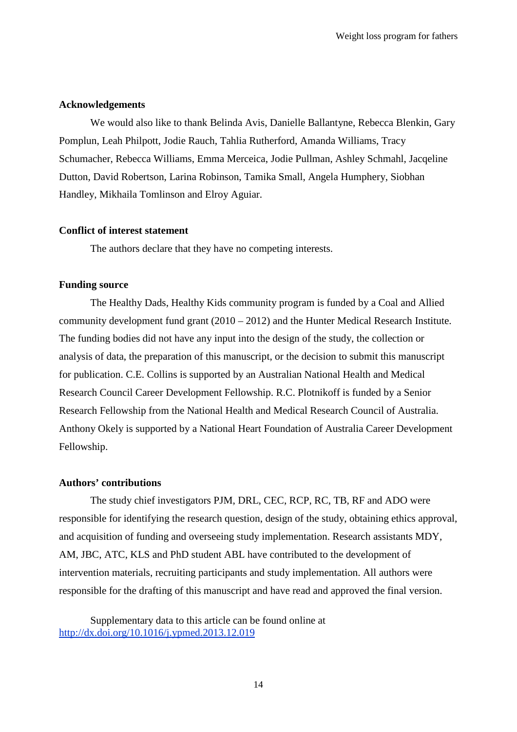## Acknowledgements

We would also like to thank Belinda Avis, Danielle Ballantyne, Rebecca Blenkin, Gary Pomplun, Leah Philpott, Jodie Rauch, Tahlia Rutherford, Amanda Williams, Tracy Schumacher, Rebecca Williams, Emma Merceica, Jodie Pullman, Ashley Schmahl, Jacqeline Dutton, David Robertson, Larina Robinson, Tamika Small, Angela Humphery, Siobhan Handley, Mikhaila Tomlinson and Elroy Aguiar.

## Conflict of interest statement

The authors declare that they have no competing interests.

## Funding source

The Healthy Dads, Healthy Kids community program is funded by a Coal and Allied community development fund grant (2010 – 2012) and the Hunter Medical Research Institute. The funding bodies did not have any input into the design of the study, the collection or analysis of data, the preparation of this manuscript, or the decision to submit this manuscript for publication. C.E. Collins is supported by an Australian National Health and Medical Research Council Career Development Fellowship. R.C. Plotnikoff is funded by a Senior Research Fellowship from the National Health and Medical Research Council of Australia. Anthony Okely is supported by a National Heart Foundation of Australia Career Development Fellowship.

## Authors' contributions

The study chief investigators PJM, DRL, CEC, RCP, RC, TB, RF and ADO were responsible for identifying the research question, design of the study, obtaining ethics approval, and acquisition of funding and overseeing study implementation. Research assistants MDY, AM, JBC, ATC, KLS and PhD student ABL have contributed to the development of intervention materials, recruiting participants and study implementation. All authors were responsible for the drafting of this manuscript and have read and approved the final version.

Supplementary data to this article can be found online at http://dx.doi.org/10.1016/j.ypmed.2013.12.019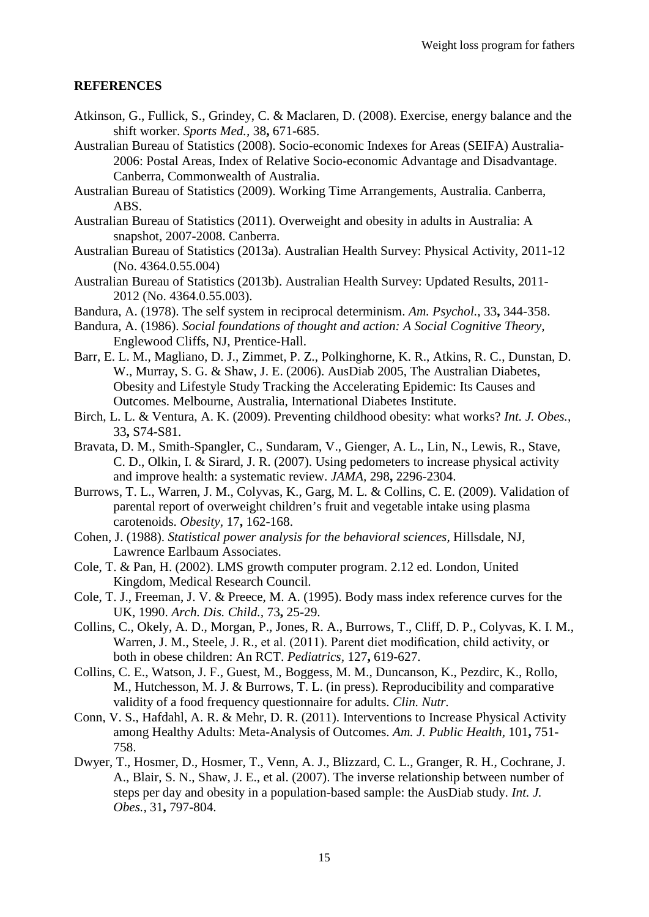## REFERENCES

Atkinson, G., Fullick, S., Grindey, C. & Maclaren, D. (2008). Exercise, energy balance and the shift worker. *Sports Med.*, 38**,** 671-685.

Australian Bureau of Statistics (2008). Socio-economic Indexes for Areas (SEIFA) Australia-2006: Postal Areas, Index of Relative Socio-economic Advantage and Disadvantage. Canberra, Commonwealth of Australia.

Australian Bureau of Statistics (2009). Working Time Arrangements, Australia. Canberra, ABS.

Australian Bureau of Statistics (2011). Overweight and obesity in adults in Australia: A snapshot, 2007-2008. Canberra.

Australian Bureau of Statistics (2013a). Australian Health Survey: Physical Activity, 2011-12 (No. 4364.0.55.004)

Australian Bureau of Statistics (2013b). Australian Health Survey: Updated Results, 2011-2012 (No. 4364.0.55.003).

Bandura, A. (1978). The self system in reciprocal determinism. *Am. Psychol.*, 33**,** 344-358.

Bandura, A. (1986). *Social foundations of thought and action: A Social Cognitive Theory,* Englewood Cliffs, NJ, Prentice-Hall.

Barr, E. L. M., Magliano, D. J., Zimmet, P. Z., Polkinghorne, K. R., Atkins, R. C., Dunstan, D. W., Murray, S. G. & Shaw, J. E. (2006). AusDiab 2005, The Australian Diabetes, Obesity and Lifestyle Study Tracking the Accelerating Epidemic: Its Causes and Outcomes. Melbourne, Australia, International Diabetes Institute.

Birch, L. L. & Ventura, A. K. (2009). Preventing childhood obesity: what works? *Int. J. Obes.*, 33**,** S74-S81.

Bravata, D. M., Smith-Spangler, C., Sundaram, V., Gienger, A. L., Lin, N., Lewis, R., Stave, C. D., Olkin, I. & Sirard, J. R. (2007). Using pedometers to increase physical activity and improve health: a systematic review. *JAMA,* 298**,** 2296-2304.

Burrows, T. L., Warren, J. M., Colyvas, K., Garg, M. L. & Collins, C. E. (2009). Validation of parental report of overweight children's fruit and vegetable intake using plasma carotenoids. *Obesity,* 17**,** 162-168.

Cohen, J. (1988). *Statistical power analysis for the behavioral sciences,* Hillsdale, NJ, Lawrence Earlbaum Associates.

Cole, T. & Pan, H. (2002). LMS growth computer program. 2.12 ed. London, United Kingdom, Medical Research Council.

Cole, T. J., Freeman, J. V. & Preece, M. A. (1995). Body mass index reference curves for the UK, 1990. *Arch. Dis. Child.*, 73**,** 25-29.

Collins, C., Okely, A. D., Morgan, P., Jones, R. A., Burrows, T., Cliff, D. P., Colyvas, K. I. M., Warren, J. M., Steele, J. R., et al. (2011). Parent diet modification, child activity, or both in obese children: An RCT. *Pediatrics,* 127**,** 619-627.

Collins, C. E., Watson, J. F., Guest, M., Boggess, M. M., Duncanson, K., Pezdirc, K., Rollo, M., Hutchesson, M. J. & Burrows, T. L. (in press). Reproducibility and comparative validity of a food frequency questionnaire for adults. *Clin. Nutr.*

Conn, V. S., Hafdahl, A. R. & Mehr, D. R. (2011). Interventions to Increase Physical Activity among Healthy Adults: Meta-Analysis of Outcomes. *Am. J. Public Health,* 101**,** 751-758.

Dwyer, T., Hosmer, D., Hosmer, T., Venn, A. J., Blizzard, C. L., Granger, R. H., Cochrane, J. A., Blair, S. N., Shaw, J. E., et al. (2007). The inverse relationship between number of steps per day and obesity in a population-based sample: the AusDiab study. *Int. J. Obes.*, 31**,** 797-804.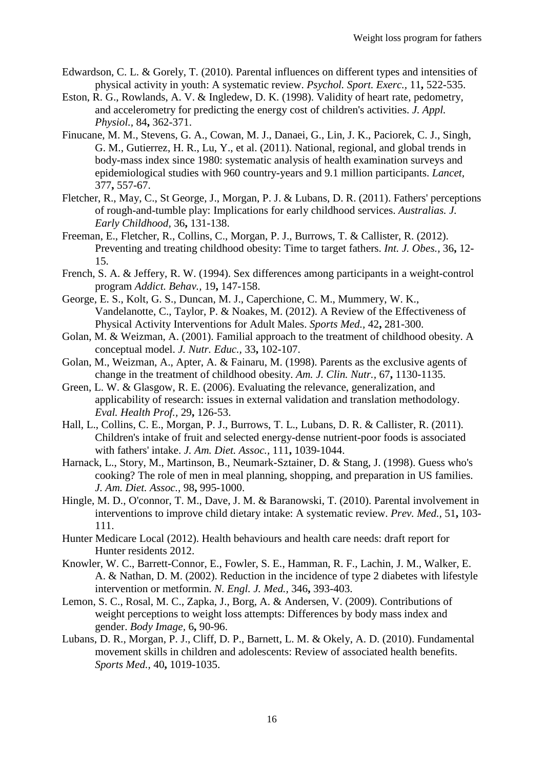Edwardson, C. L. & Gorely, T. (2010). Parental influences on different types and intensities of physical activity in youth: A systematic review. *Psychol. Sport. Exerc.,* 11**,** 522-535.

Eston, R. G., Rowlands, A. V. & Ingledew, D. K. (1998). Validity of heart rate, pedometry, and accelerometry for predicting the energy cost of children's activities. *J. Appl. Physiol.,* 84**,** 362-371.

Finucane, M. M., Stevens, G. A., Cowan, M. J., Danaei, G., Lin, J. K., Paciorek, C. J., Singh, G. M., Gutierrez, H. R., Lu, Y., et al. (2011). National, regional, and global trends in body-mass index since 1980: systematic analysis of health examination surveys and epidemiological studies with 960 country-years and 9.1 million participants. *Lancet,* 377**,** 557-67.

Fletcher, R., May, C., St George, J., Morgan, P. J. & Lubans, D. R. (2011). Fathers' perceptions of rough-and-tumble play: Implications for early childhood services. *Australias. J. Early Childhood,* 36**,** 131-138.

Freeman, E., Fletcher, R., Collins, C., Morgan, P. J., Burrows, T. & Callister, R. (2012). Preventing and treating childhood obesity: Time to target fathers. *Int. J. Obes.,* 36**,** 12-15.

French, S. A. & Jeffery, R. W. (1994). Sex differences among participants in a weight-control program *Addict. Behav.,* 19**,** 147-158.

George, E. S., Kolt, G. S., Duncan, M. J., Caperchione, C. M., Mummery, W. K., Vandelanotte, C., Taylor, P. & Noakes, M. (2012). A Review of the Effectiveness of Physical Activity Interventions for Adult Males. *Sports Med.,* 42**,** 281-300.

Golan, M. & Weizman, A. (2001). Familial approach to the treatment of childhood obesity. A conceptual model. *J. Nutr. Educ.,* 33**,** 102-107.

Golan, M., Weizman, A., Apter, A. & Fainaru, M. (1998). Parents as the exclusive agents of change in the treatment of childhood obesity. *Am. J. Clin. Nutr.,* 67**,** 1130-1135.

Green, L. W. & Glasgow, R. E. (2006). Evaluating the relevance, generalization, and applicability of research: issues in external validation and translation methodology. *Eval. Health Prof.,* 29**,** 126-53.

Hall, L., Collins, C. E., Morgan, P. J., Burrows, T. L., Lubans, D. R. & Callister, R. (2011). Children's intake of fruit and selected energy-dense nutrient-poor foods is associated with fathers' intake. *J. Am. Diet. Assoc.,* 111**,** 1039-1044.

Harnack, L., Story, M., Martinson, B., Neumark-Sztainer, D. & Stang, J. (1998). Guess who's cooking? The role of men in meal planning, shopping, and preparation in US families. *J. Am. Diet. Assoc.,* 98**,** 995-1000.

Hingle, M. D., O'connor, T. M., Dave, J. M. & Baranowski, T. (2010). Parental involvement in interventions to improve child dietary intake: A systematic review. *Prev. Med.,* 51**,** 103-111.

Hunter Medicare Local (2012). Health behaviours and health care needs: draft report for Hunter residents 2012.

Knowler, W. C., Barrett-Connor, E., Fowler, S. E., Hamman, R. F., Lachin, J. M., Walker, E. A. & Nathan, D. M. (2002). Reduction in the incidence of type 2 diabetes with lifestyle intervention or metformin. *N. Engl. J. Med.,* 346**,** 393-403.

Lemon, S. C., Rosal, M. C., Zapka, J., Borg, A. & Andersen, V. (2009). Contributions of weight perceptions to weight loss attempts: Differences by body mass index and gender. *Body Image,* 6**,** 90-96.

Lubans, D. R., Morgan, P. J., Cliff, D. P., Barnett, L. M. & Okely, A. D. (2010). Fundamental movement skills in children and adolescents: Review of associated health benefits. *Sports Med.,* 40**,** 1019-1035.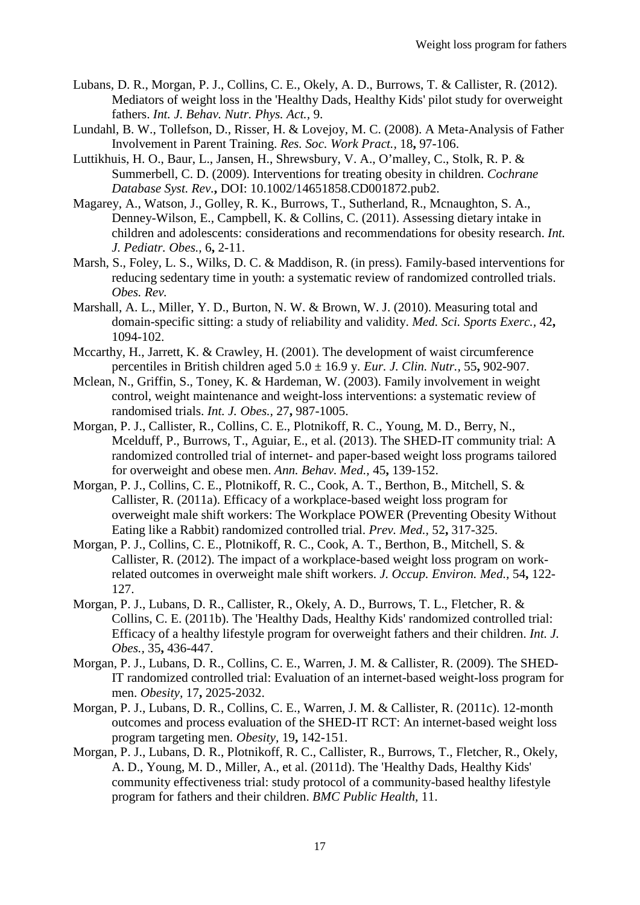Lubans, D. R., Morgan, P. J., Collins, C. E., Okely, A. D., Burrows, T. & Callister, R. (2012). Mediators of weight loss in the 'Healthy Dads, Healthy Kids' pilot study for overweight fathers. *Int. J. Behav. Nutr. Phys. Act.,* 9.

Lundahl, B. W., Tollefson, D., Risser, H. & Lovejoy, M. C. (2008). A Meta-Analysis of Father Involvement in Parent Training. *Res. Soc. Work Pract.,* 18**,** 97-106.

Luttikhuis, H. O., Baur, L., Jansen, H., Shrewsbury, V. A., O'malley, C., Stolk, R. P. & Summerbell, C. D. (2009). Interventions for treating obesity in children. *Cochrane Database Syst. Rev.***,** DOI: 10.1002/14651858.CD001872.pub2.

Magarey, A., Watson, J., Golley, R. K., Burrows, T., Sutherland, R., Mcnaughton, S. A., Denney-Wilson, E., Campbell, K. & Collins, C. (2011). Assessing dietary intake in children and adolescents: considerations and recommendations for obesity research. *Int. J. Pediatr. Obes.,* 6**,** 2-11.

Marsh, S., Foley, L. S., Wilks, D. C. & Maddison, R. (in press). Family-based interventions for reducing sedentary time in youth: a systematic review of randomized controlled trials. *Obes. Rev.*

Marshall, A. L., Miller, Y. D., Burton, N. W. & Brown, W. J. (2010). Measuring total and domain-specific sitting: a study of reliability and validity. *Med. Sci. Sports Exerc.,* 42**,** 1094-102.

Mccarthy, H., Jarrett, K. & Crawley, H. (2001). The development of waist circumference percentiles in British children aged 5.0 ± 16.9 y. *Eur. J. Clin. Nutr.,* 55**,** 902-907.

Mclean, N., Griffin, S., Toney, K. & Hardeman, W. (2003). Family involvement in weight control, weight maintenance and weight-loss interventions: a systematic review of randomised trials. *Int. J. Obes.,* 27**,** 987-1005.

Morgan, P. J., Callister, R., Collins, C. E., Plotnikoff, R. C., Young, M. D., Berry, N., Mcelduff, P., Burrows, T., Aguiar, E., et al. (2013). The SHED-IT community trial: A randomized controlled trial of internet- and paper-based weight loss programs tailored for overweight and obese men. *Ann. Behav. Med.,* 45**,** 139-152.

Morgan, P. J., Collins, C. E., Plotnikoff, R. C., Cook, A. T., Berthon, B., Mitchell, S. & Callister, R. (2011a). Efficacy of a workplace-based weight loss program for overweight male shift workers: The Workplace POWER (Preventing Obesity Without Eating like a Rabbit) randomized controlled trial. *Prev. Med.,* 52**,** 317-325.

Morgan, P. J., Collins, C. E., Plotnikoff, R. C., Cook, A. T., Berthon, B., Mitchell, S. & Callister, R. (2012). The impact of a workplace-based weight loss program on work-related outcomes in overweight male shift workers. *J. Occup. Environ. Med.,* 54**,** 122-127.

Morgan, P. J., Lubans, D. R., Callister, R., Okely, A. D., Burrows, T. L., Fletcher, R. & Collins, C. E. (2011b). The 'Healthy Dads, Healthy Kids' randomized controlled trial: Efficacy of a healthy lifestyle program for overweight fathers and their children. *Int. J. Obes.,* 35**,** 436-447.

Morgan, P. J., Lubans, D. R., Collins, C. E., Warren, J. M. & Callister, R. (2009). The SHED-IT randomized controlled trial: Evaluation of an internet-based weight-loss program for men. *Obesity,* 17**,** 2025-2032.

Morgan, P. J., Lubans, D. R., Collins, C. E., Warren, J. M. & Callister, R. (2011c). 12-month outcomes and process evaluation of the SHED-IT RCT: An internet-based weight loss program targeting men. *Obesity,* 19**,** 142-151.

Morgan, P. J., Lubans, D. R., Plotnikoff, R. C., Callister, R., Burrows, T., Fletcher, R., Okely, A. D., Young, M. D., Miller, A., et al. (2011d). The 'Healthy Dads, Healthy Kids' community effectiveness trial: study protocol of a community-based healthy lifestyle program for fathers and their children. *BMC Public Health,* 11.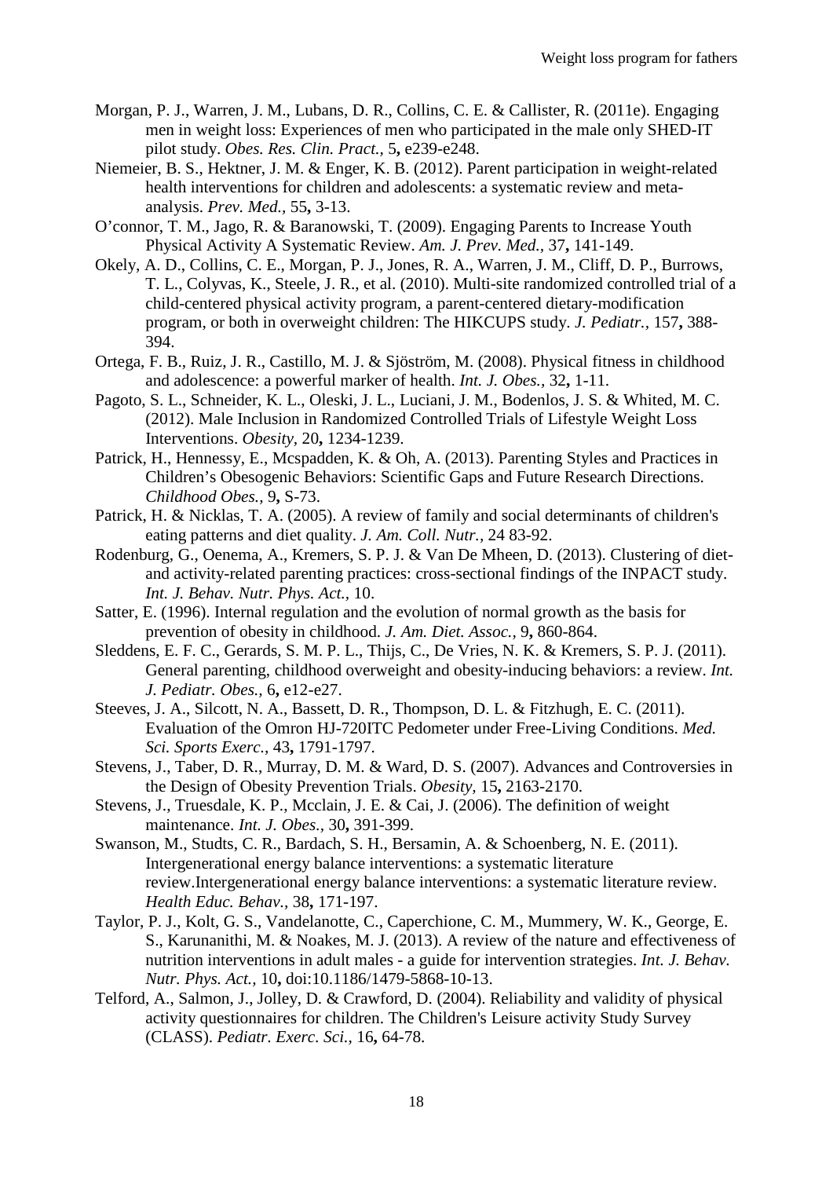Morgan, P. J., Warren, J. M., Lubans, D. R., Collins, C. E. & Callister, R. (2011e). Engaging men in weight loss: Experiences of men who participated in the male only SHED-IT pilot study. *Obes. Res. Clin. Pract.,* 5**,** e239-e248.

Niemeier, B. S., Hektner, J. M. & Enger, K. B. (2012). Parent participation in weight-related health interventions for children and adolescents: a systematic review and meta-analysis. *Prev. Med.,* 55**,** 3-13.

O'connor, T. M., Jago, R. & Baranowski, T. (2009). Engaging Parents to Increase Youth Physical Activity A Systematic Review. *Am. J. Prev. Med.,* 37**,** 141-149.

Okely, A. D., Collins, C. E., Morgan, P. J., Jones, R. A., Warren, J. M., Cliff, D. P., Burrows, T. L., Colyvas, K., Steele, J. R., et al. (2010). Multi-site randomized controlled trial of a child-centered physical activity program, a parent-centered dietary-modification program, or both in overweight children: The HIKCUPS study. *J. Pediatr.,* 157**,** 388-394.

Ortega, F. B., Ruiz, J. R., Castillo, M. J. & Sjöström, M. (2008). Physical fitness in childhood and adolescence: a powerful marker of health. *Int. J. Obes.,* 32**,** 1-11.

Pagoto, S. L., Schneider, K. L., Oleski, J. L., Luciani, J. M., Bodenlos, J. S. & Whited, M. C. (2012). Male Inclusion in Randomized Controlled Trials of Lifestyle Weight Loss Interventions. *Obesity,* 20**,** 1234-1239.

Patrick, H., Hennessy, E., Mcspadden, K. & Oh, A. (2013). Parenting Styles and Practices in Children's Obesogenic Behaviors: Scientific Gaps and Future Research Directions. *Childhood Obes.,* 9**,** S-73.

Patrick, H. & Nicklas, T. A. (2005). A review of family and social determinants of children's eating patterns and diet quality. *J. Am. Coll. Nutr.,* 24 83-92.

Rodenburg, G., Oenema, A., Kremers, S. P. J. & Van De Mheen, D. (2013). Clustering of diet- and activity-related parenting practices: cross-sectional findings of the INPACT study. *Int. J. Behav. Nutr. Phys. Act.,* 10.

Satter, E. (1996). Internal regulation and the evolution of normal growth as the basis for prevention of obesity in childhood. *J. Am. Diet. Assoc.,* 9**,** 860-864.

Sleddens, E. F. C., Gerards, S. M. P. L., Thijs, C., De Vries, N. K. & Kremers, S. P. J. (2011). General parenting, childhood overweight and obesity-inducing behaviors: a review. *Int. J. Pediatr. Obes.,* 6**,** e12-e27.

Steeves, J. A., Silcott, N. A., Bassett, D. R., Thompson, D. L. & Fitzhugh, E. C. (2011). Evaluation of the Omron HJ-720ITC Pedometer under Free-Living Conditions. *Med. Sci. Sports Exerc.,* 43**,** 1791-1797.

Stevens, J., Taber, D. R., Murray, D. M. & Ward, D. S. (2007). Advances and Controversies in the Design of Obesity Prevention Trials. *Obesity,* 15**,** 2163-2170.

Stevens, J., Truesdale, K. P., Mcclain, J. E. & Cai, J. (2006). The definition of weight maintenance. *Int. J. Obes.,* 30**,** 391-399.

Swanson, M., Studts, C. R., Bardach, S. H., Bersamin, A. & Schoenberg, N. E. (2011). Intergenerational energy balance interventions: a systematic literature review.Intergenerational energy balance interventions: a systematic literature review. *Health Educ. Behav.,* 38**,** 171-197.

Taylor, P. J., Kolt, G. S., Vandelanotte, C., Caperchione, C. M., Mummery, W. K., George, E. S., Karunanithi, M. & Noakes, M. J. (2013). A review of the nature and effectiveness of nutrition interventions in adult males - a guide for intervention strategies. *Int. J. Behav. Nutr. Phys. Act.,* 10**,** doi:10.1186/1479-5868-10-13.

Telford, A., Salmon, J., Jolley, D. & Crawford, D. (2004). Reliability and validity of physical activity questionnaires for children. The Children's Leisure activity Study Survey (CLASS). *Pediatr. Exerc. Sci.,* 16**,** 64-78.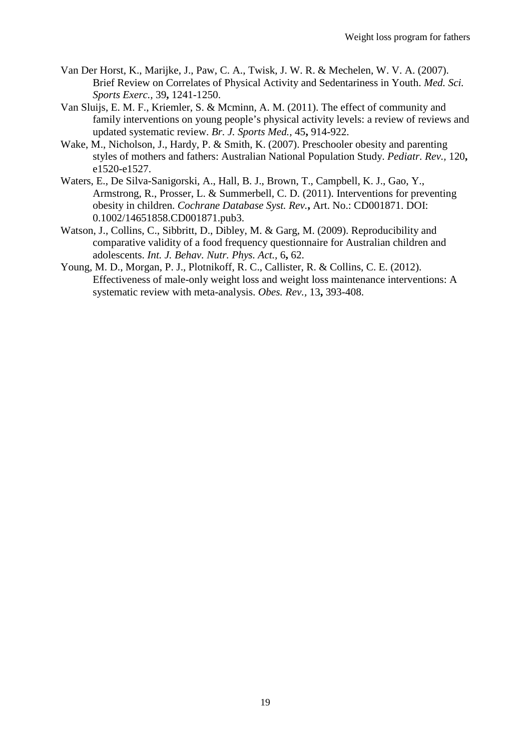Van Der Horst, K., Marijke, J., Paw, C. A., Twisk, J. W. R. & Mechelen, W. V. A. (2007). Brief Review on Correlates of Physical Activity and Sedentariness in Youth. *Med. Sci. Sports Exerc.,* 39**,** 1241-1250.

Van Sluijs, E. M. F., Kriemler, S. & Mcminn, A. M. (2011). The effect of community and family interventions on young people's physical activity levels: a review of reviews and updated systematic review. *Br. J. Sports Med.,* 45**,** 914-922.

Wake, M., Nicholson, J., Hardy, P. & Smith, K. (2007). Preschooler obesity and parenting styles of mothers and fathers: Australian National Population Study. *Pediatr. Rev.,* 120**,** e1520-e1527.

Waters, E., De Silva-Sanigorski, A., Hall, B. J., Brown, T., Campbell, K. J., Gao, Y., Armstrong, R., Prosser, L. & Summerbell, C. D. (2011). Interventions for preventing obesity in children. *Cochrane Database Syst. Rev.***,** Art. No.: CD001871. DOI: 0.1002/14651858.CD001871.pub3.

Watson, J., Collins, C., Sibbritt, D., Dibley, M. & Garg, M. (2009). Reproducibility and comparative validity of a food frequency questionnaire for Australian children and adolescents. *Int. J. Behav. Nutr. Phys. Act.,* 6**,** 62.

Young, M. D., Morgan, P. J., Plotnikoff, R. C., Callister, R. & Collins, C. E. (2012). Effectiveness of male-only weight loss and weight loss maintenance interventions: A systematic review with meta-analysis. *Obes. Rev.,* 13**,** 393-408.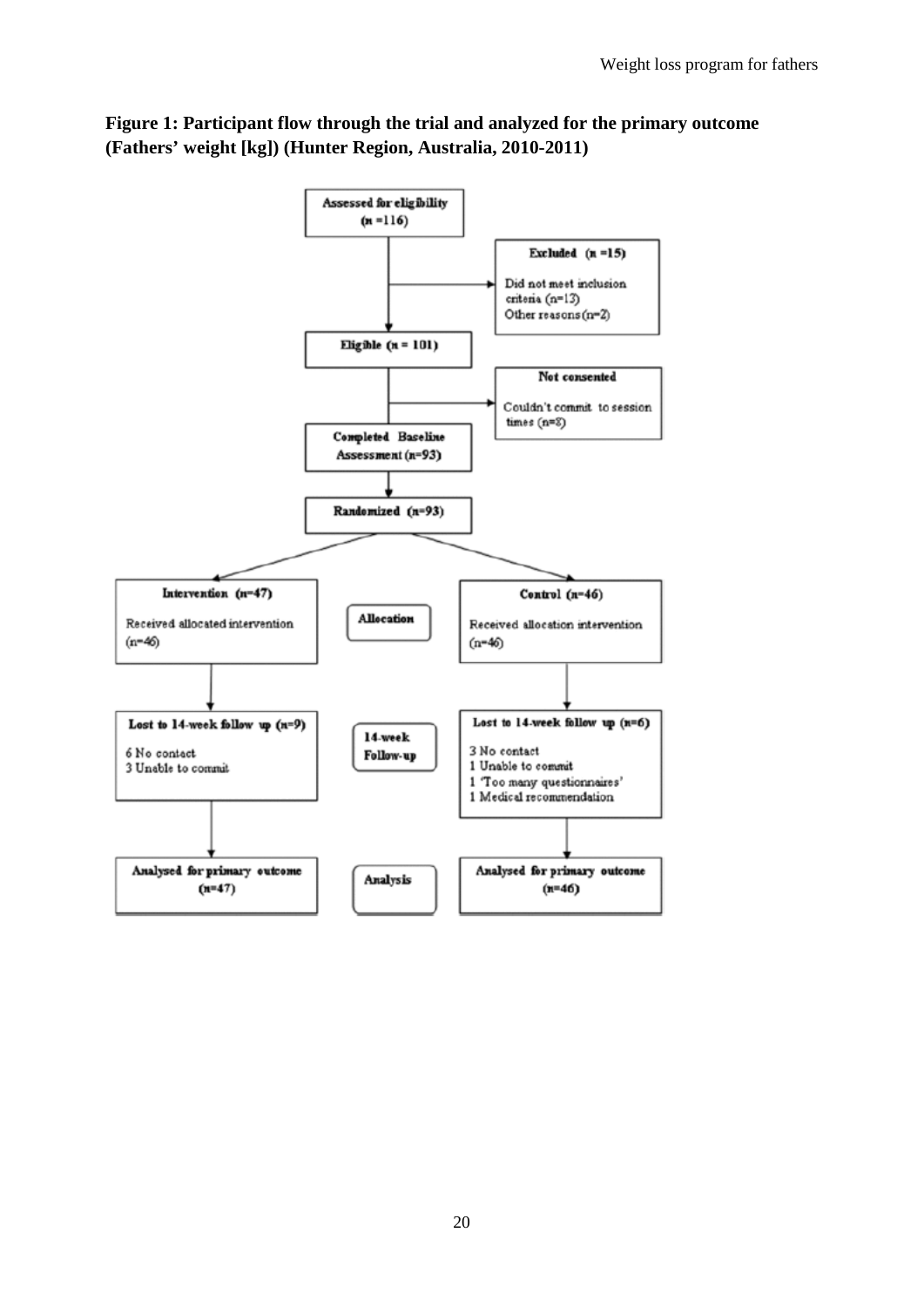**Figure 1: Participant flow through the trial and analyzed for the primary outcome (Fathers' weight [kg]) (Hunter Region, Australia, 2010-2011)**

Assessed for eligibility (n =116)

Excluded (n =15)
- Did not meet inclusion criteria (n=13)
- Other reasons (n=2)

Eligible (n = 101)

Not consented
- Couldn't commit to session times (n=8)

Completed Baseline Assessment (n=93)

Randomized (n=93)

**Allocation**

Intervention (n=47)
Received allocated intervention (n=46)

Control (n=46)
Received allocation intervention (n=46)

**14-week Follow-up**

Lost to 14-week follow up (n=9)
- 6 No contact
- 3 Unable to commit

Lost to 14-week follow up (n=6)
- 3 No contact
- 1 Unable to commit
- 1 'Too many questionnaires'
- 1 Medical recommendation

**Analysis**

Analysed for primary outcome (n=47)

Analysed for primary outcome (n=46)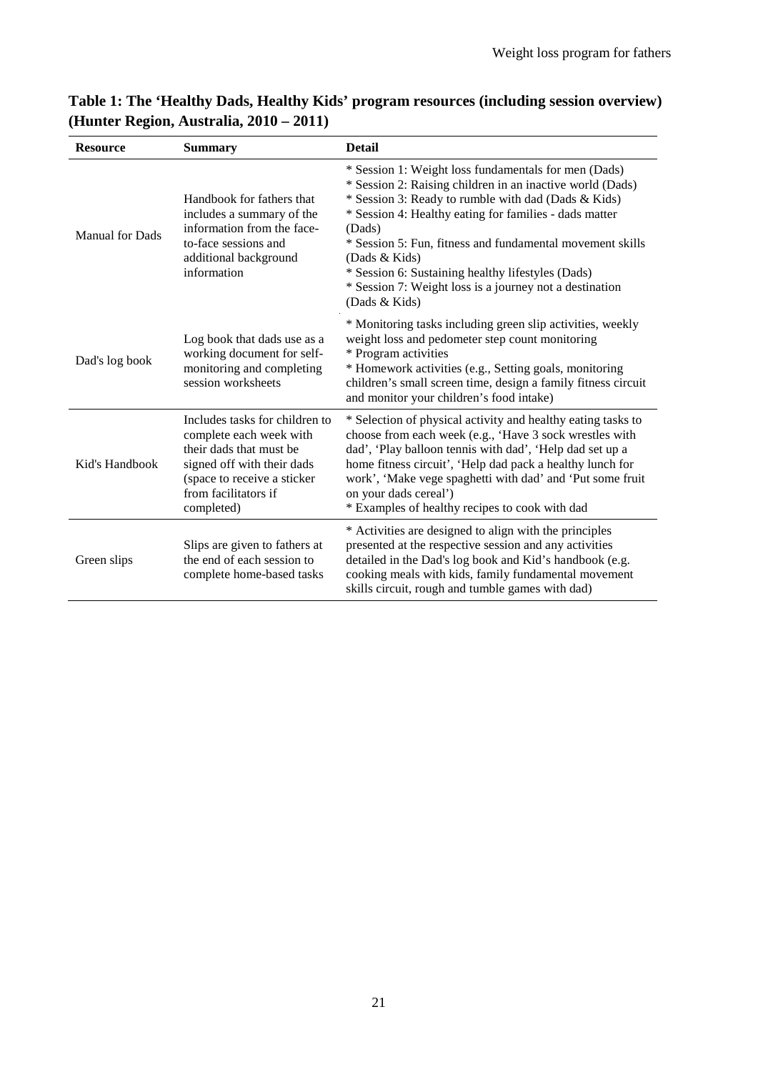**Table 1: The 'Healthy Dads, Healthy Kids' program resources (including session overview) (Hunter Region, Australia, 2010 – 2011)**

| Resource | Summary | Detail |
|---|---|---|
| Manual for Dads | Handbook for fathers that includes a summary of the information from the face-to-face sessions and additional background information | * Session 1: Weight loss fundamentals for men (Dads)<br>* Session 2: Raising children in an inactive world (Dads)<br>* Session 3: Ready to rumble with dad (Dads & Kids)<br>* Session 4: Healthy eating for families - dads matter (Dads)<br>* Session 5: Fun, fitness and fundamental movement skills (Dads & Kids)<br>* Session 6: Sustaining healthy lifestyles (Dads)<br>* Session 7: Weight loss is a journey not a destination (Dads & Kids) |
| Dad's log book | Log book that dads use as a working document for self-monitoring and completing session worksheets | * Monitoring tasks including green slip activities, weekly weight loss and pedometer step count monitoring<br>* Program activities<br>* Homework activities (e.g., Setting goals, monitoring children's small screen time, design a family fitness circuit and monitor your children's food intake) |
| Kid's Handbook | Includes tasks for children to complete each week with their dads that must be signed off with their dads (space to receive a sticker from facilitators if completed) | * Selection of physical activity and healthy eating tasks to choose from each week (e.g., 'Have 3 sock wrestles with dad', 'Play balloon tennis with dad', 'Help dad set up a home fitness circuit', 'Help dad pack a healthy lunch for work', 'Make vege spaghetti with dad' and 'Put some fruit on your dads cereal')<br>* Examples of healthy recipes to cook with dad |
| Green slips | Slips are given to fathers at the end of each session to complete home-based tasks | * Activities are designed to align with the principles presented at the respective session and any activities detailed in the Dad's log book and Kid's handbook (e.g. cooking meals with kids, family fundamental movement skills circuit, rough and tumble games with dad) |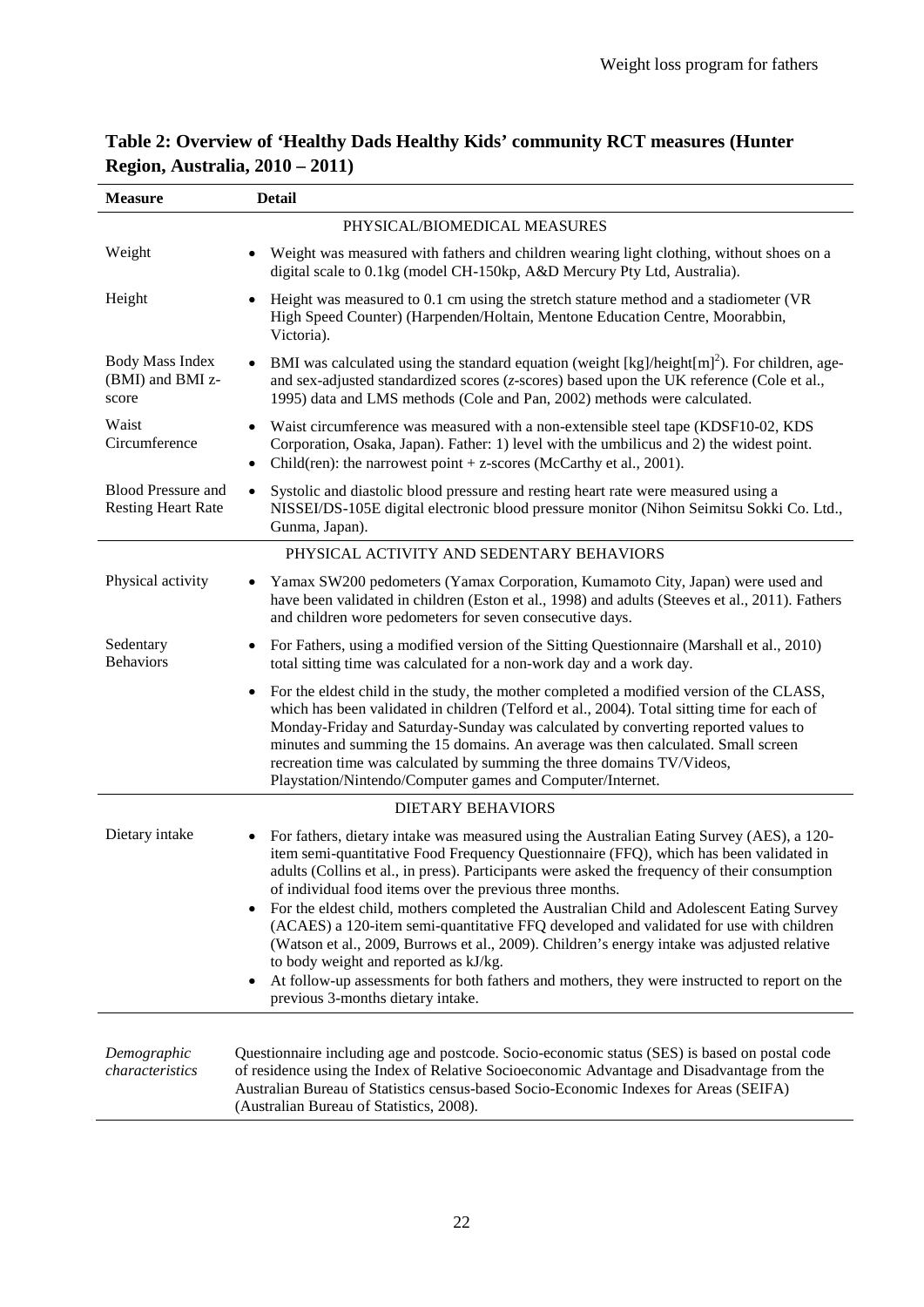**Table 2: Overview of 'Healthy Dads Healthy Kids' community RCT measures (Hunter Region, Australia, 2010 – 2011)**

| Measure | Detail |
|---|---|
| PHYSICAL/BIOMEDICAL MEASURES | |
| Weight | • Weight was measured with fathers and children wearing light clothing, without shoes on a digital scale to 0.1kg (model CH-150kp, A&D Mercury Pty Ltd, Australia). |
| Height | • Height was measured to 0.1 cm using the stretch stature method and a stadiometer (VR High Speed Counter) (Harpenden/Holtain, Mentone Education Centre, Moorabbin, Victoria). |
| Body Mass Index (BMI) and BMI z-score | • BMI was calculated using the standard equation (weight [kg]/height[m]$^2$). For children, age- and sex-adjusted standardized scores (*z*-scores) based upon the UK reference (Cole et al., 1995) data and LMS methods (Cole and Pan, 2002) methods were calculated. |
| Waist Circumference | • Waist circumference was measured with a non-extensible steel tape (KDSF10-02, KDS Corporation, Osaka, Japan). Father: 1) level with the umbilicus and 2) the widest point. <br> • Child(ren): the narrowest point + z-scores (McCarthy et al., 2001). |
| Blood Pressure and Resting Heart Rate | • Systolic and diastolic blood pressure and resting heart rate were measured using a NISSEI/DS-105E digital electronic blood pressure monitor (Nihon Seimitsu Sokki Co. Ltd., Gunma, Japan). |
| PHYSICAL ACTIVITY AND SEDENTARY BEHAVIORS | |
| Physical activity | • Yamax SW200 pedometers (Yamax Corporation, Kumamoto City, Japan) were used and have been validated in children (Eston et al., 1998) and adults (Steeves et al., 2011). Fathers and children wore pedometers for seven consecutive days. |
| Sedentary Behaviors | • For Fathers, using a modified version of the Sitting Questionnaire (Marshall et al., 2010) total sitting time was calculated for a non-work day and a work day. |
| | • For the eldest child in the study, the mother completed a modified version of the CLASS, which has been validated in children (Telford et al., 2004). Total sitting time for each of Monday-Friday and Saturday-Sunday was calculated by converting reported values to minutes and summing the 15 domains. An average was then calculated. Small screen recreation time was calculated by summing the three domains TV/Videos, Playstation/Nintendo/Computer games and Computer/Internet. |
| DIETARY BEHAVIORS | |
| Dietary intake | • For fathers, dietary intake was measured using the Australian Eating Survey (AES), a 120-item semi-quantitative Food Frequency Questionnaire (FFQ), which has been validated in adults (Collins et al., in press). Participants were asked the frequency of their consumption of individual food items over the previous three months. <br> • For the eldest child, mothers completed the Australian Child and Adolescent Eating Survey (ACAES) a 120-item semi-quantitative FFQ developed and validated for use with children (Watson et al., 2009, Burrows et al., 2009). Children's energy intake was adjusted relative to body weight and reported as kJ/kg. <br> • At follow-up assessments for both fathers and mothers, they were instructed to report on the previous 3-months dietary intake. |
| *Demographic characteristics* | Questionnaire including age and postcode. Socio-economic status (SES) is based on postal code of residence using the Index of Relative Socioeconomic Advantage and Disadvantage from the Australian Bureau of Statistics census-based Socio-Economic Indexes for Areas (SEIFA) (Australian Bureau of Statistics, 2008). |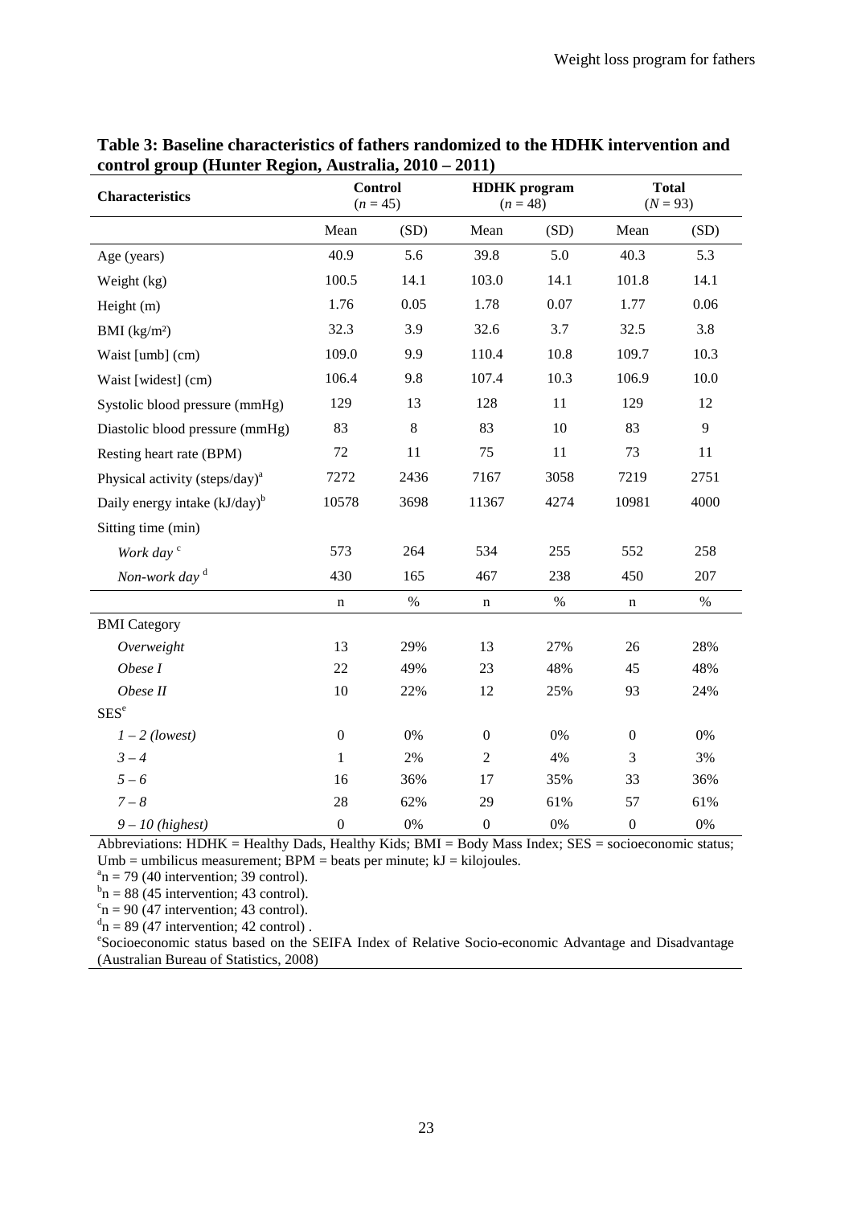**Table 3: Baseline characteristics of fathers randomized to the HDHK intervention and control group (Hunter Region, Australia, 2010 – 2011)**

| Characteristics | Control ($n$ = 45) | | HDHK program ($n$ = 48) | | Total ($N$ = 93) | |
|---|---|---|---|---|---|---|
| | Mean | (SD) | Mean | (SD) | Mean | (SD) |
| Age (years) | 40.9 | 5.6 | 39.8 | 5.0 | 40.3 | 5.3 |
| Weight (kg) | 100.5 | 14.1 | 103.0 | 14.1 | 101.8 | 14.1 |
| Height (m) | 1.76 | 0.05 | 1.78 | 0.07 | 1.77 | 0.06 |
| BMI (kg/m²) | 32.3 | 3.9 | 32.6 | 3.7 | 32.5 | 3.8 |
| Waist [umb] (cm) | 109.0 | 9.9 | 110.4 | 10.8 | 109.7 | 10.3 |
| Waist [widest] (cm) | 106.4 | 9.8 | 107.4 | 10.3 | 106.9 | 10.0 |
| Systolic blood pressure (mmHg) | 129 | 13 | 128 | 11 | 129 | 12 |
| Diastolic blood pressure (mmHg) | 83 | 8 | 83 | 10 | 83 | 9 |
| Resting heart rate (BPM) | 72 | 11 | 75 | 11 | 73 | 11 |
| Physical activity (steps/day)[a] | 7272 | 2436 | 7167 | 3058 | 7219 | 2751 |
| Daily energy intake (kJ/day)[b] | 10578 | 3698 | 11367 | 4274 | 10981 | 4000 |
| Sitting time (min) | | | | | | |
| *Work day* [c] | 573 | 264 | 534 | 255 | 552 | 258 |
| *Non-work day* [d] | 430 | 165 | 467 | 238 | 450 | 207 |
| | n | % | n | % | n | % |
| BMI Category | | | | | | |
| *Overweight* | 13 | 29% | 13 | 27% | 26 | 28% |
| *Obese I* | 22 | 49% | 23 | 48% | 45 | 48% |
| *Obese II* | 10 | 22% | 12 | 25% | 93 | 24% |
| SES[e] | | | | | | |
| *1 – 2 (lowest)* | 0 | 0% | 0 | 0% | 0 | 0% |
| *3 – 4* | 1 | 2% | 2 | 4% | 3 | 3% |
| *5 – 6* | 16 | 36% | 17 | 35% | 33 | 36% |
| *7 – 8* | 28 | 62% | 29 | 61% | 57 | 61% |
| *9 – 10 (highest)* | 0 | 0% | 0 | 0% | 0 | 0% |

Abbreviations: HDHK = Healthy Dads, Healthy Kids; BMI = Body Mass Index; SES = socioeconomic status; Umb = umbilicus measurement; BPM = beats per minute; kJ = kilojoules.

[a] n = 79 (40 intervention; 39 control).

[b] n = 88 (45 intervention; 43 control).

[c] n = 90 (47 intervention; 43 control).

[d] n = 89 (47 intervention; 42 control) .

[e] Socioeconomic status based on the SEIFA Index of Relative Socio-economic Advantage and Disadvantage (Australian Bureau of Statistics, 2008)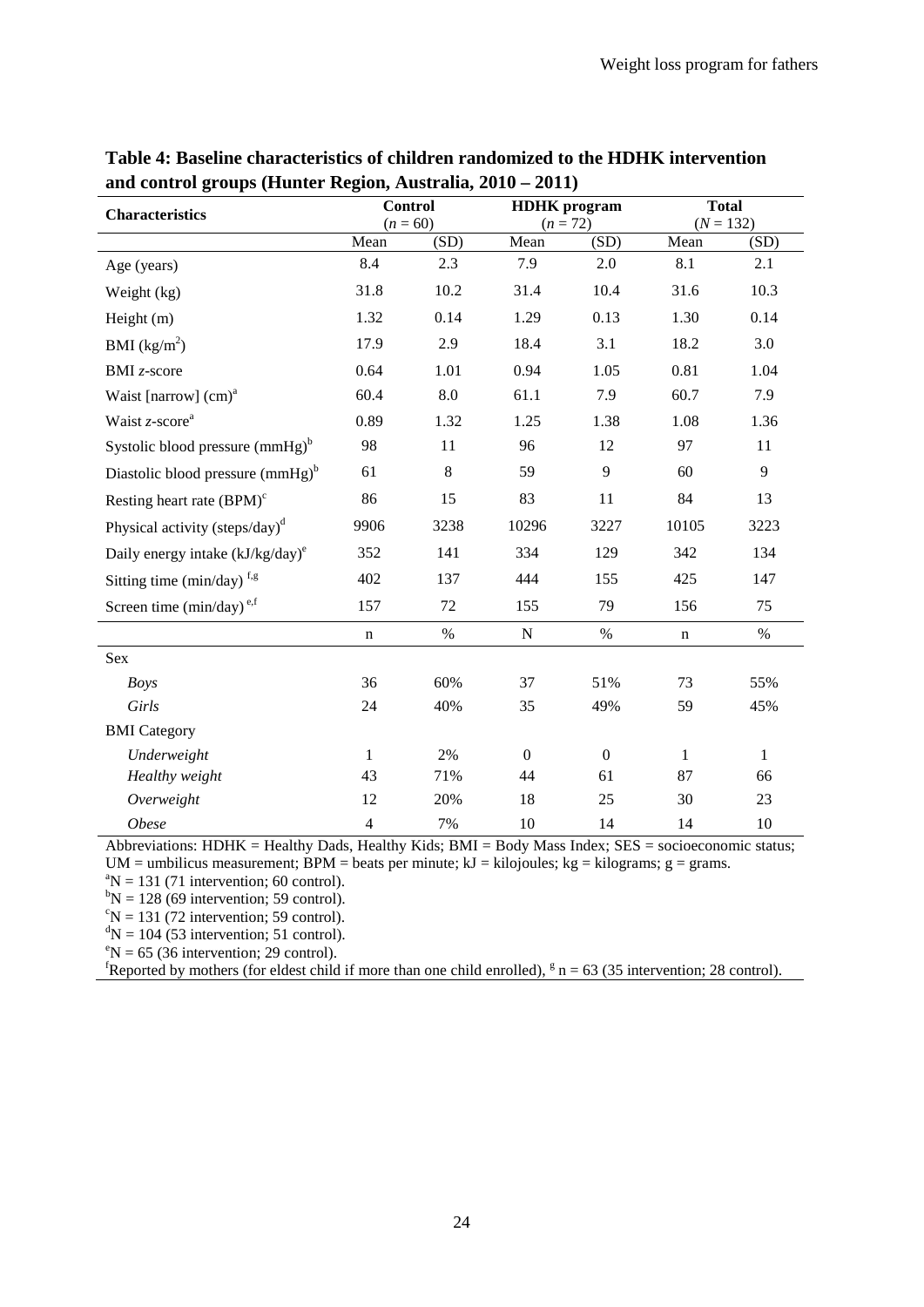**Table 4: Baseline characteristics of children randomized to the HDHK intervention and control groups (Hunter Region, Australia, 2010 – 2011)**

| Characteristics | Control ($n$ = 60) | | HDHK program ($n$ = 72) | | Total ($N$ = 132) | |
|---|---|---|---|---|---|---|
| | Mean | (SD) | Mean | (SD) | Mean | (SD) |
| Age (years) | 8.4 | 2.3 | 7.9 | 2.0 | 8.1 | 2.1 |
| Weight (kg) | 31.8 | 10.2 | 31.4 | 10.4 | 31.6 | 10.3 |
| Height (m) | 1.32 | 0.14 | 1.29 | 0.13 | 1.30 | 0.14 |
| BMI ($kg/m^2$) | 17.9 | 2.9 | 18.4 | 3.1 | 18.2 | 3.0 |
| BMI *z*-score | 0.64 | 1.01 | 0.94 | 1.05 | 0.81 | 1.04 |
| Waist [narrow] (cm)[a] | 60.4 | 8.0 | 61.1 | 7.9 | 60.7 | 7.9 |
| Waist *z*-score[a] | 0.89 | 1.32 | 1.25 | 1.38 | 1.08 | 1.36 |
| Systolic blood pressure (mmHg)[b] | 98 | 11 | 96 | 12 | 97 | 11 |
| Diastolic blood pressure (mmHg)[b] | 61 | 8 | 59 | 9 | 60 | 9 |
| Resting heart rate (BPM)[c] | 86 | 15 | 83 | 11 | 84 | 13 |
| Physical activity (steps/day)[d] | 9906 | 3238 | 10296 | 3227 | 10105 | 3223 |
| Daily energy intake (kJ/kg/day)[e] | 352 | 141 | 334 | 129 | 342 | 134 |
| Sitting time (min/day)[f,g] | 402 | 137 | 444 | 155 | 425 | 147 |
| Screen time (min/day)[e,f] | 157 | 72 | 155 | 79 | 156 | 75 |
| | n | % | N | % | n | % |
| Sex | | | | | | |
| *Boys* | 36 | 60% | 37 | 51% | 73 | 55% |
| *Girls* | 24 | 40% | 35 | 49% | 59 | 45% |
| BMI Category | | | | | | |
| *Underweight* | 1 | 2% | 0 | 0 | 1 | 1 |
| *Healthy weight* | 43 | 71% | 44 | 61 | 87 | 66 |
| *Overweight* | 12 | 20% | 18 | 25 | 30 | 23 |
| *Obese* | 4 | 7% | 10 | 14 | 14 | 10 |

Abbreviations: HDHK = Healthy Dads, Healthy Kids; BMI = Body Mass Index; SES = socioeconomic status; UM = umbilicus measurement; BPM = beats per minute; kJ = kilojoules; kg = kilograms; g = grams.

[a]N = 131 (71 intervention; 60 control).

[b]N = 128 (69 intervention; 59 control).

[c]N = 131 (72 intervention; 59 control).

[d]N = 104 (53 intervention; 51 control).

[e]N = 65 (36 intervention; 29 control).

[f]Reported by mothers (for eldest child if more than one child enrolled), [g] n = 63 (35 intervention; 28 control).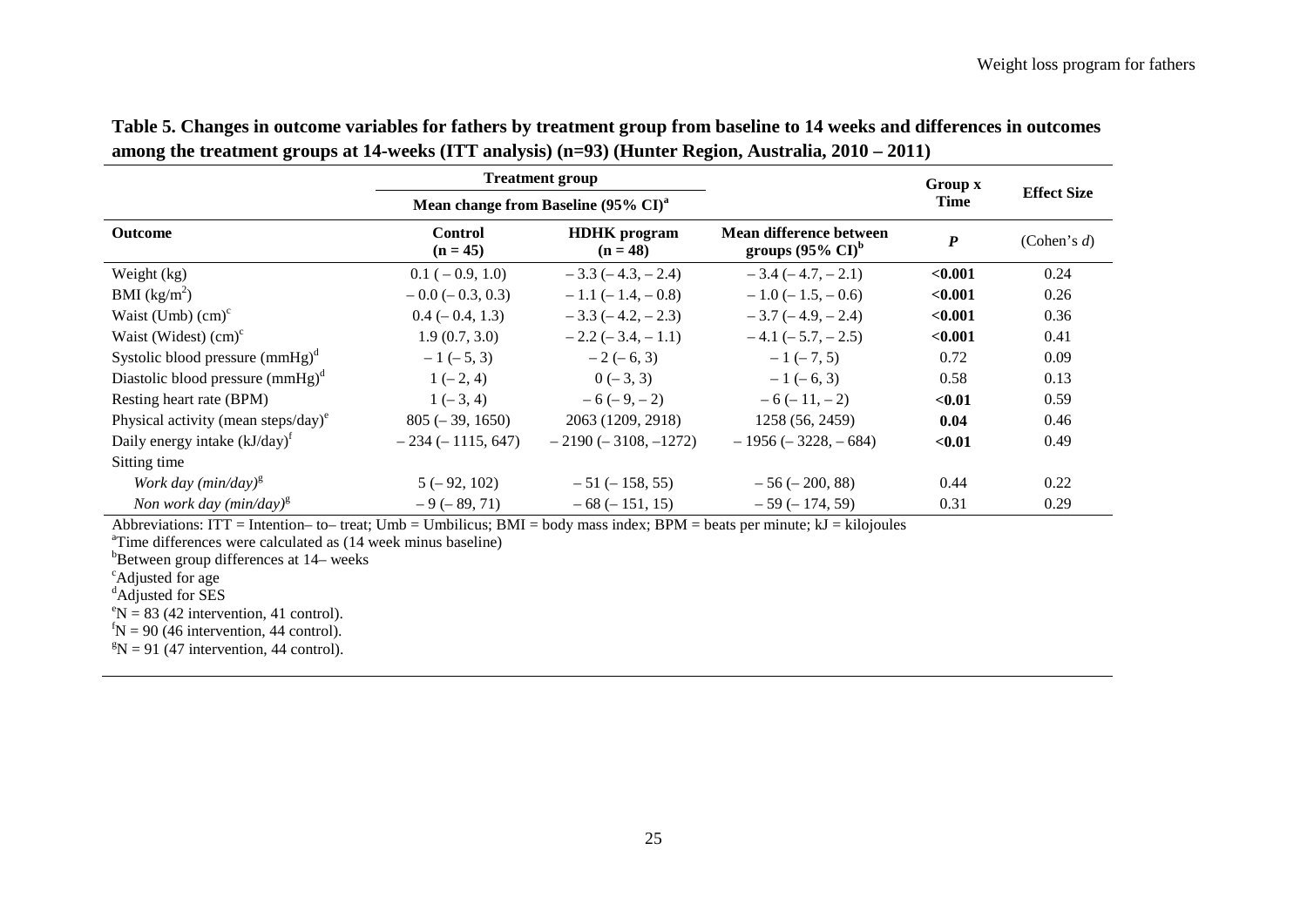**Table 5. Changes in outcome variables for fathers by treatment group from baseline to 14 weeks and differences in outcomes among the treatment groups at 14-weeks (ITT analysis) (n=93) (Hunter Region, Australia, 2010 – 2011)**

| | Treatment group | | | Group x Time | Effect Size |
|---|---|---|---|---|---|
| | Mean change from Baseline (95% CI)[a] | | | | |
| **Outcome** | **Control (n = 45)** | **HDHK program (n = 48)** | **Mean difference between groups (95% CI)[b]** | ***P*** | (Cohen's *d*) |
| Weight (kg) | 0.1 ( – 0.9, 1.0) | – 3.3 ( – 4.3, – 2.4) | – 3.4 (– 4.7, – 2.1) | **<0.001** | 0.24 |
| BMI ($kg/m^2$) | – 0.0 (– 0.3, 0.3) | – 1.1 (– 1.4, – 0.8) | – 1.0 (– 1.5, – 0.6) | **<0.001** | 0.26 |
| Waist (Umb) (cm)[c] | 0.4 (– 0.4, 1.3) | – 3.3 (– 4.2, – 2.3) | – 3.7 (– 4.9, – 2.4) | **<0.001** | 0.36 |
| Waist (Widest) (cm)[c] | 1.9 (0.7, 3.0) | – 2.2 (– 3.4, – 1.1) | – 4.1 (– 5.7, – 2.5) | **<0.001** | 0.41 |
| Systolic blood pressure (mmHg)[d] | – 1 (– 5, 3) | – 2 (– 6, 3) | – 1 (– 7, 5) | 0.72 | 0.09 |
| Diastolic blood pressure (mmHg)[d] | 1 (– 2, 4) | 0 (– 3, 3) | – 1 (– 6, 3) | 0.58 | 0.13 |
| Resting heart rate (BPM) | 1 (– 3, 4) | – 6 (– 9, – 2) | – 6 (– 11, – 2) | **<0.01** | 0.59 |
| Physical activity (mean steps/day)[e] | 805 (– 39, 1650) | 2063 (1209, 2918) | 1258 (56, 2459) | **0.04** | 0.46 |
| Daily energy intake (kJ/day)[f] | – 234 (– 1115, 647) | – 2190 (– 3108, –1272) | – 1956 (– 3228, – 684) | **<0.01** | 0.49 |
| Sitting time | | | | | |
| *Work day (min/day)*[g] | 5 (– 92, 102) | – 51 (– 158, 55) | – 56 (– 200, 88) | 0.44 | 0.22 |
| *Non work day (min/day)*[g] | – 9 (– 89, 71) | – 68 (– 151, 15) | – 59 (– 174, 59) | 0.31 | 0.29 |

Abbreviations: ITT = Intention– to– treat; Umb = Umbilicus; BMI = body mass index; BPM = beats per minute; kJ = kilojoules
[a]Time differences were calculated as (14 week minus baseline)
[b]Between group differences at 14– weeks
[c]Adjusted for age
[d]Adjusted for SES
[e]N = 83 (42 intervention, 41 control).
[f]N = 90 (46 intervention, 44 control).
[g]N = 91 (47 intervention, 44 control).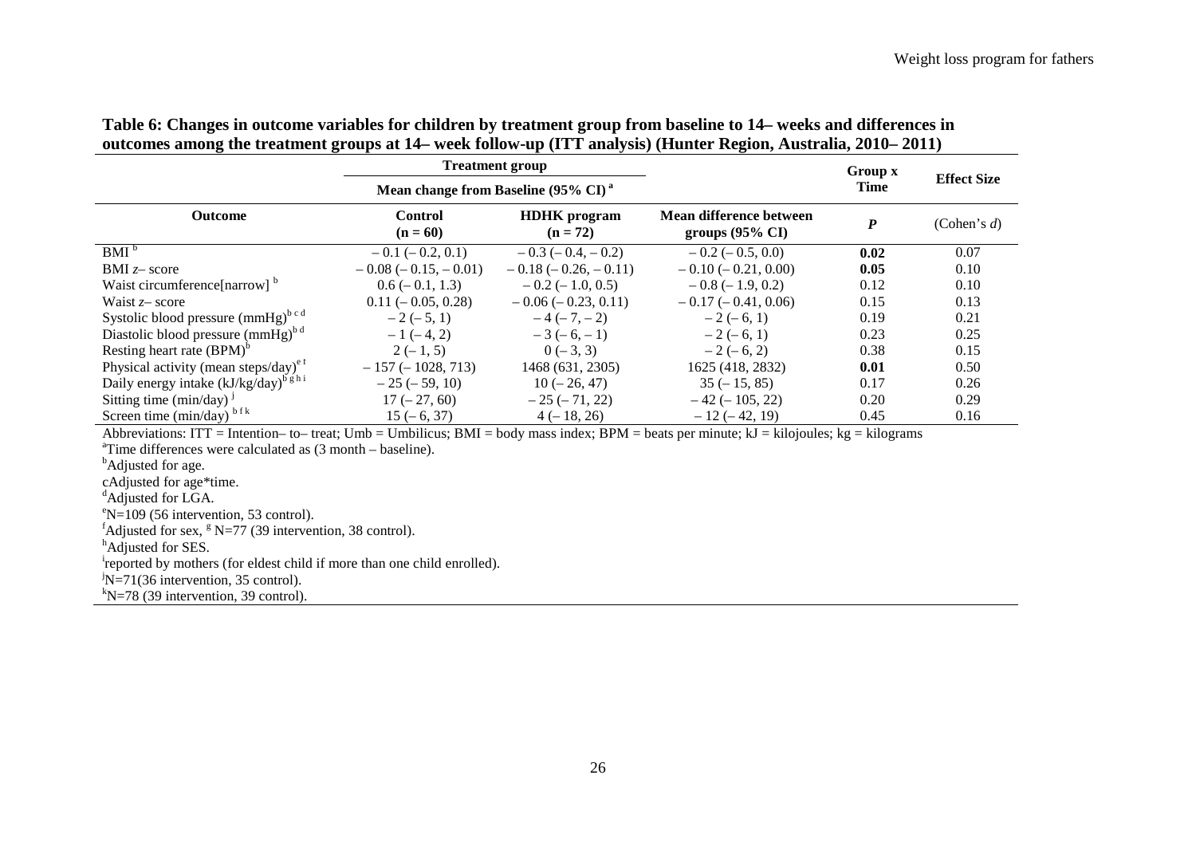**Table 6: Changes in outcome variables for children by treatment group from baseline to 14– weeks and differences in outcomes among the treatment groups at 14– week follow-up (ITT analysis) (Hunter Region, Australia, 2010– 2011)**

| | Treatment group<br>Mean change from Baseline (95% CI) [a] | | | Group x Time | Effect Size |
|---|---|---|---|---|---|
| **Outcome** | **Control (n = 60)** | **HDHK program (n = 72)** | **Mean difference between groups (95% CI)** | ***P*** | (Cohen's *d*) |
| BMI [b] | – 0.1 (– 0.2, 0.1) | – 0.3 (– 0.4, – 0.2) | – 0.2 (– 0.5, 0.0) | **0.02** | 0.07 |
| BMI *z*– score | – 0.08 (– 0.15, – 0.01) | – 0.18 (– 0.26, – 0.11) | – 0.10 (– 0.21, 0.00) | **0.05** | 0.10 |
| Waist circumference[narrow] [b] | 0.6 (– 0.1, 1.3) | – 0.2 (– 1.0, 0.5) | – 0.8 (– 1.9, 0.2) | 0.12 | 0.10 |
| Waist *z*– score | 0.11 (– 0.05, 0.28) | – 0.06 (– 0.23, 0.11) | – 0.17 (– 0.41, 0.06) | 0.15 | 0.13 |
| Systolic blood pressure (mmHg)[b c d] | – 2 (– 5, 1) | – 4 (– 7, – 2) | – 2 (– 6, 1) | 0.19 | 0.21 |
| Diastolic blood pressure (mmHg)[b d] | – 1 (– 4, 2) | – 3 (– 6, – 1) | – 2 (– 6, 1) | 0.23 | 0.25 |
| Resting heart rate (BPM)[b] | 2 (– 1, 5) | 0 (– 3, 3) | – 2 (– 6, 2) | 0.38 | 0.15 |
| Physical activity (mean steps/day)[e f] | – 157 (– 1028, 713) | 1468 (631, 2305) | 1625 (418, 2832) | **0.01** | 0.50 |
| Daily energy intake (kJ/kg/day)[b g h i] | – 25 (– 59, 10) | 10 (– 26, 47) | 35 (– 15, 85) | 0.17 | 0.26 |
| Sitting time (min/day) [j] | 17 (– 27, 60) | – 25 (– 71, 22) | – 42 (– 105, 22) | 0.20 | 0.29 |
| Screen time (min/day) [b f k] | 15 (– 6, 37) | 4 (– 18, 26) | – 12 (– 42, 19) | 0.45 | 0.16 |

Abbreviations: ITT = Intention– to– treat; Umb = Umbilicus; BMI = body mass index; BPM = beats per minute; kJ = kilojoules; kg = kilograms

[a]Time differences were calculated as (3 month – baseline).

[b]Adjusted for age.

cAdjusted for age*time.

[d]Adjusted for LGA.

[e]N=109 (56 intervention, 53 control).

[f]Adjusted for sex, [g] N=77 (39 intervention, 38 control).

[h]Adjusted for SES.

[i]reported by mothers (for eldest child if more than one child enrolled).

[j]N=71(36 intervention, 35 control).

[k]N=78 (39 intervention, 39 control).